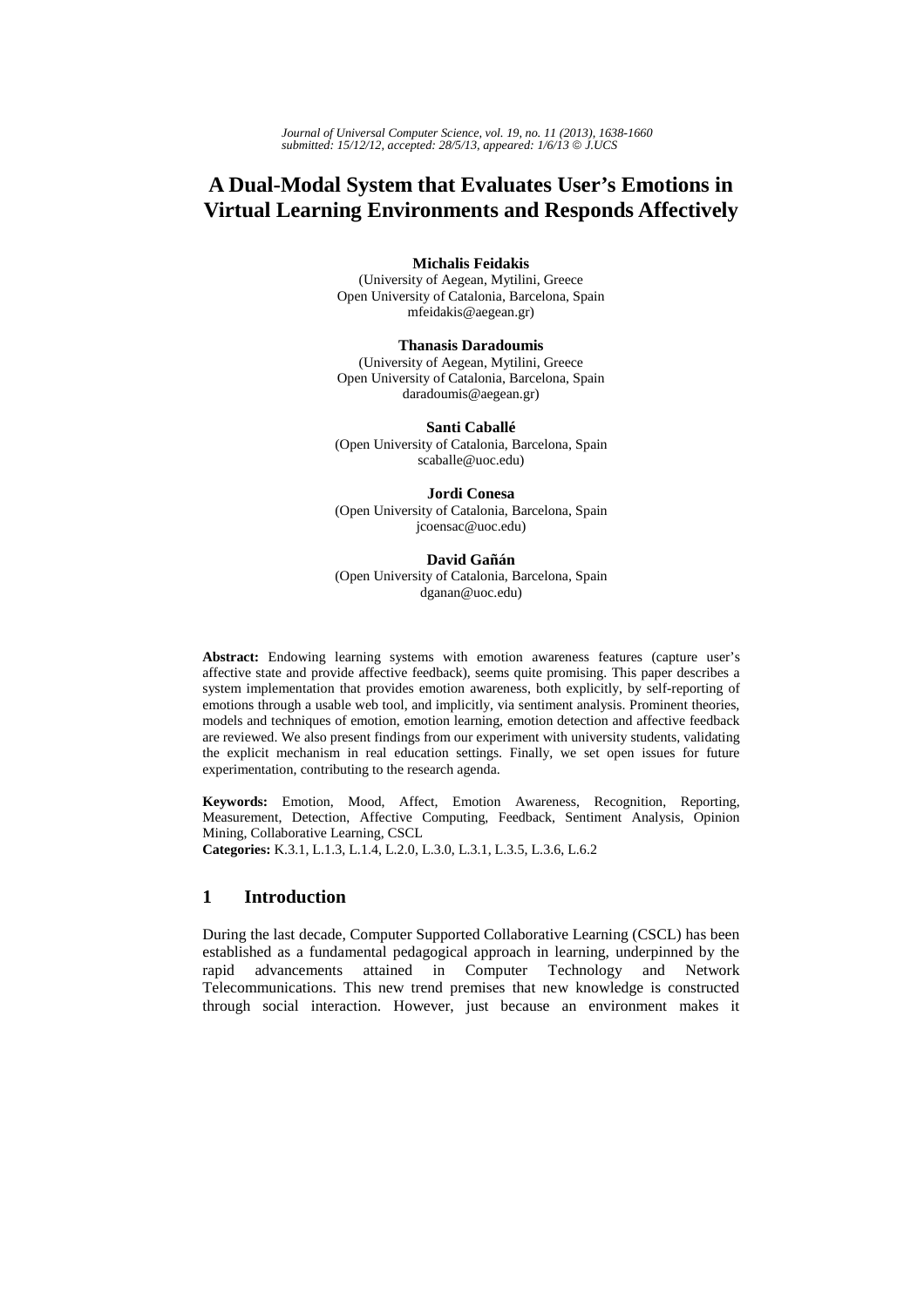*Journal of Universal Computer Science, vol. 19, no. 11 (2013), 1638-1660*
*submitted: 15/12/12, accepted: 28/5/13, appeared: 1/6/13 © J.UCS*

# A Dual-Modal System that Evaluates User's Emotions in Virtual Learning Environments and Responds Affectively

**Michalis Feidakis**
(University of Aegean, Mytilini, Greece
Open University of Catalonia, Barcelona, Spain
mfeidakis@aegean.gr)

**Thanasis Daradoumis**
(University of Aegean, Mytilini, Greece
Open University of Catalonia, Barcelona, Spain
daradoumis@aegean.gr)

**Santi Caballé**
(Open University of Catalonia, Barcelona, Spain
scaballe@uoc.edu)

**Jordi Conesa**
(Open University of Catalonia, Barcelona, Spain
jcoensac@uoc.edu)

**David Gañán**
(Open University of Catalonia, Barcelona, Spain
dganan@uoc.edu)

**Abstract:** Endowing learning systems with emotion awareness features (capture user's affective state and provide affective feedback), seems quite promising. This paper describes a system implementation that provides emotion awareness, both explicitly, by self-reporting of emotions through a usable web tool, and implicitly, via sentiment analysis. Prominent theories, models and techniques of emotion, emotion learning, emotion detection and affective feedback are reviewed. We also present findings from our experiment with university students, validating the explicit mechanism in real education settings. Finally, we set open issues for future experimentation, contributing to the research agenda.

**Keywords:** Emotion, Mood, Affect, Emotion Awareness, Recognition, Reporting, Measurement, Detection, Affective Computing, Feedback, Sentiment Analysis, Opinion Mining, Collaborative Learning, CSCL

**Categories:** K.3.1, L.1.3, L.1.4, L.2.0, L.3.0, L.3.1, L.3.5, L.3.6, L.6.2

## 1 Introduction

During the last decade, Computer Supported Collaborative Learning (CSCL) has been established as a fundamental pedagogical approach in learning, underpinned by the rapid advancements attained in Computer Technology and Network Telecommunications. This new trend premises that new knowledge is constructed through social interaction. However, just because an environment makes it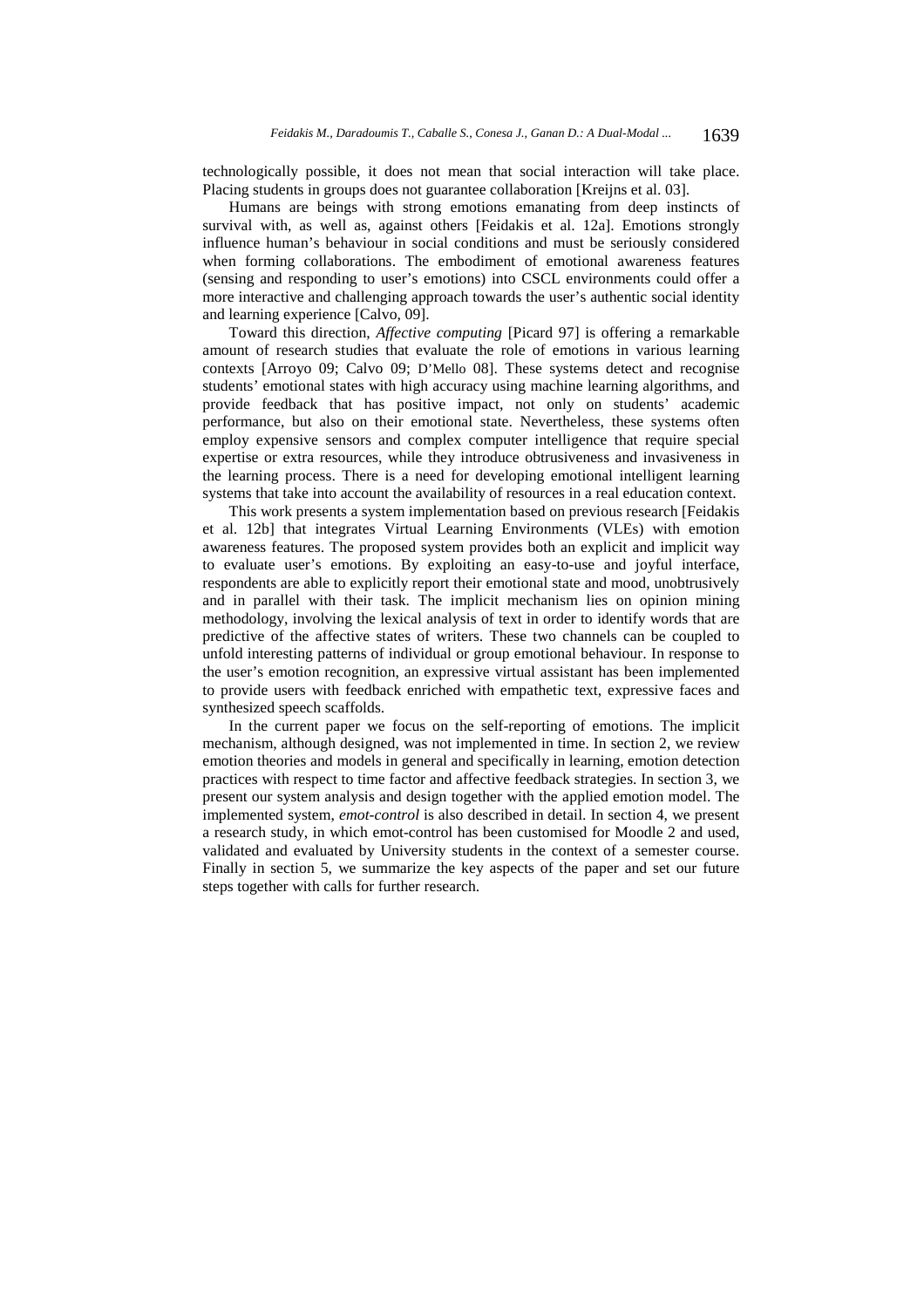technologically possible, it does not mean that social interaction will take place. Placing students in groups does not guarantee collaboration [Kreijns et al. 03].

Humans are beings with strong emotions emanating from deep instincts of survival with, as well as, against others [Feidakis et al. 12a]. Emotions strongly influence human's behaviour in social conditions and must be seriously considered when forming collaborations. The embodiment of emotional awareness features (sensing and responding to user's emotions) into CSCL environments could offer a more interactive and challenging approach towards the user's authentic social identity and learning experience [Calvo, 09].

Toward this direction, *Affective computing* [Picard 97] is offering a remarkable amount of research studies that evaluate the role of emotions in various learning contexts [Arroyo 09; Calvo 09; D'Mello 08]. These systems detect and recognise students' emotional states with high accuracy using machine learning algorithms, and provide feedback that has positive impact, not only on students' academic performance, but also on their emotional state. Nevertheless, these systems often employ expensive sensors and complex computer intelligence that require special expertise or extra resources, while they introduce obtrusiveness and invasiveness in the learning process. There is a need for developing emotional intelligent learning systems that take into account the availability of resources in a real education context.

This work presents a system implementation based on previous research [Feidakis et al. 12b] that integrates Virtual Learning Environments (VLEs) with emotion awareness features. The proposed system provides both an explicit and implicit way to evaluate user's emotions. By exploiting an easy-to-use and joyful interface, respondents are able to explicitly report their emotional state and mood, unobtrusively and in parallel with their task. The implicit mechanism lies on opinion mining methodology, involving the lexical analysis of text in order to identify words that are predictive of the affective states of writers. These two channels can be coupled to unfold interesting patterns of individual or group emotional behaviour. In response to the user's emotion recognition, an expressive virtual assistant has been implemented to provide users with feedback enriched with empathetic text, expressive faces and synthesized speech scaffolds.

In the current paper we focus on the self-reporting of emotions. The implicit mechanism, although designed, was not implemented in time. In section 2, we review emotion theories and models in general and specifically in learning, emotion detection practices with respect to time factor and affective feedback strategies. In section 3, we present our system analysis and design together with the applied emotion model. The implemented system, *emot-control* is also described in detail. In section 4, we present a research study, in which emot-control has been customised for Moodle 2 and used, validated and evaluated by University students in the context of a semester course. Finally in section 5, we summarize the key aspects of the paper and set our future steps together with calls for further research.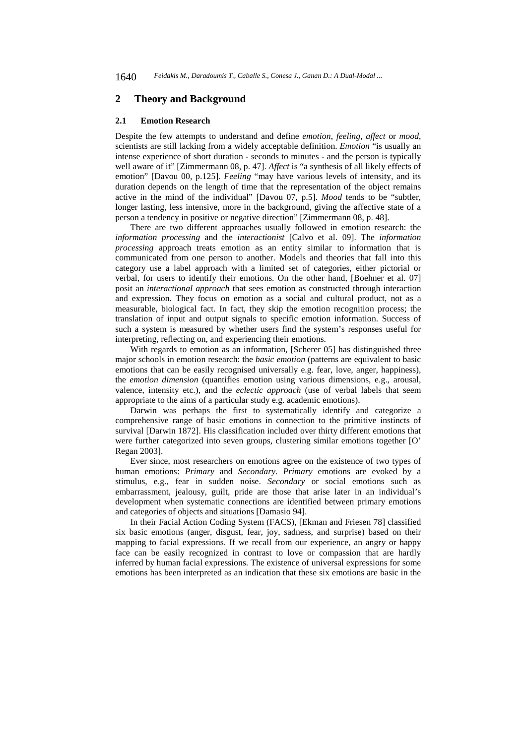## 2 Theory and Background

### 2.1 Emotion Research

Despite the few attempts to understand and define *emotion*, *feeling*, *affect* or *mood*, scientists are still lacking from a widely acceptable definition. *Emotion* "is usually an intense experience of short duration - seconds to minutes - and the person is typically well aware of it" [Zimmermann 08, p. 47]. *Affect* is "a synthesis of all likely effects of emotion" [Davou 00, p.125]. *Feeling* "may have various levels of intensity, and its duration depends on the length of time that the representation of the object remains active in the mind of the individual" [Davou 07, p.5]. *Mood* tends to be "subtler, longer lasting, less intensive, more in the background, giving the affective state of a person a tendency in positive or negative direction" [Zimmermann 08, p. 48].

There are two different approaches usually followed in emotion research: the *information processing* and the *interactionist* [Calvo et al. 09]. The *information processing* approach treats emotion as an entity similar to information that is communicated from one person to another. Models and theories that fall into this category use a label approach with a limited set of categories, either pictorial or verbal, for users to identify their emotions. On the other hand, [Boehner et al. 07] posit an *interactional approach* that sees emotion as constructed through interaction and expression. They focus on emotion as a social and cultural product, not as a measurable, biological fact. In fact, they skip the emotion recognition process; the translation of input and output signals to specific emotion information. Success of such a system is measured by whether users find the system's responses useful for interpreting, reflecting on, and experiencing their emotions.

With regards to emotion as an information, [Scherer 05] has distinguished three major schools in emotion research: the *basic emotion* (patterns are equivalent to basic emotions that can be easily recognised universally e.g. fear, love, anger, happiness), the *emotion dimension* (quantifies emotion using various dimensions, e.g., arousal, valence, intensity etc.), and the *eclectic approach* (use of verbal labels that seem appropriate to the aims of a particular study e.g. academic emotions).

Darwin was perhaps the first to systematically identify and categorize a comprehensive range of basic emotions in connection to the primitive instincts of survival [Darwin 1872]. His classification included over thirty different emotions that were further categorized into seven groups, clustering similar emotions together [O' Regan 2003].

Ever since, most researchers on emotions agree on the existence of two types of human emotions: *Primary* and *Secondary*. *Primary* emotions are evoked by a stimulus, e.g., fear in sudden noise. *Secondary* or social emotions such as embarrassment, jealousy, guilt, pride are those that arise later in an individual's development when systematic connections are identified between primary emotions and categories of objects and situations [Damasio 94].

In their Facial Action Coding System (FACS), [Ekman and Friesen 78] classified six basic emotions (anger, disgust, fear, joy, sadness, and surprise) based on their mapping to facial expressions. If we recall from our experience, an angry or happy face can be easily recognized in contrast to love or compassion that are hardly inferred by human facial expressions. The existence of universal expressions for some emotions has been interpreted as an indication that these six emotions are basic in the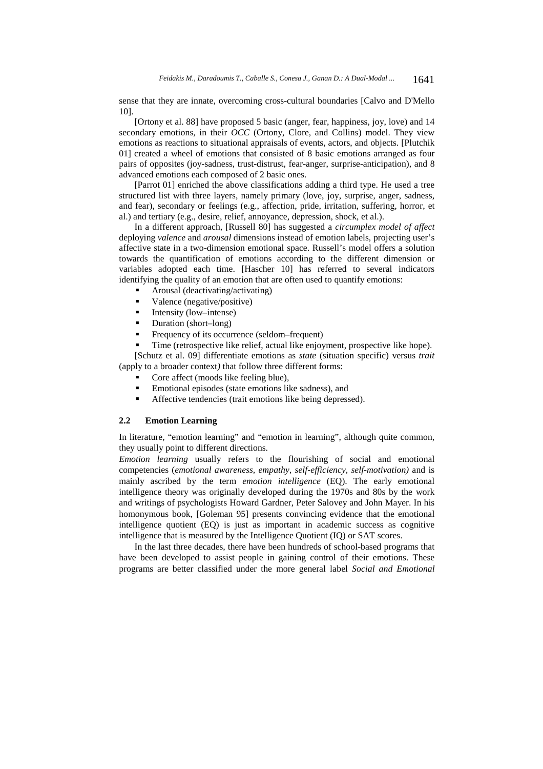sense that they are innate, overcoming cross-cultural boundaries [Calvo and D'Mello 10].

[Ortony et al. 88] have proposed 5 basic (anger, fear, happiness, joy, love) and 14 secondary emotions, in their *OCC* (Ortony, Clore, and Collins) model. They view emotions as reactions to situational appraisals of events, actors, and objects. [Plutchik 01] created a wheel of emotions that consisted of 8 basic emotions arranged as four pairs of opposites (joy-sadness, trust-distrust, fear-anger, surprise-anticipation), and 8 advanced emotions each composed of 2 basic ones.

[Parrot 01] enriched the above classifications adding a third type. He used a tree structured list with three layers, namely primary (love, joy, surprise, anger, sadness, and fear), secondary or feelings (e.g., affection, pride, irritation, suffering, horror, et al.) and tertiary (e.g., desire, relief, annoyance, depression, shock, et al.).

In a different approach, [Russell 80] has suggested a *circumplex model of affect* deploying *valence* and *arousal* dimensions instead of emotion labels, projecting user's affective state in a two-dimension emotional space. Russell's model offers a solution towards the quantification of emotions according to the different dimension or variables adopted each time. [Hascher 10] has referred to several indicators identifying the quality of an emotion that are often used to quantify emotions:

- Arousal (deactivating/activating)
- Valence (negative/positive)
- Intensity (low–intense)
- Duration (short–long)
- Frequency of its occurrence (seldom–frequent)
- Time (retrospective like relief, actual like enjoyment, prospective like hope).

[Schutz et al. 09] differentiate emotions as *state* (situation specific) versus *trait* (apply to a broader context*)* that follow three different forms:

- Core affect (moods like feeling blue),
- Emotional episodes (state emotions like sadness), and
- Affective tendencies (trait emotions like being depressed).

### 2.2 Emotion Learning

In literature, "emotion learning" and "emotion in learning", although quite common, they usually point to different directions.

*Emotion learning* usually refers to the flourishing of social and emotional competencies (*emotional awareness, empathy, self-efficiency, self-motivation)* and is mainly ascribed by the term *emotion intelligence* (EQ). The early emotional intelligence theory was originally developed during the 1970s and 80s by the work and writings of psychologists Howard Gardner, Peter Salovey and John Mayer. In his homonymous book, [Goleman 95] presents convincing evidence that the emotional intelligence quotient (EQ) is just as important in academic success as cognitive intelligence that is measured by the Intelligence Quotient (IQ) or SAT scores.

In the last three decades, there have been hundreds of school-based programs that have been developed to assist people in gaining control of their emotions. These programs are better classified under the more general label *Social and Emotional*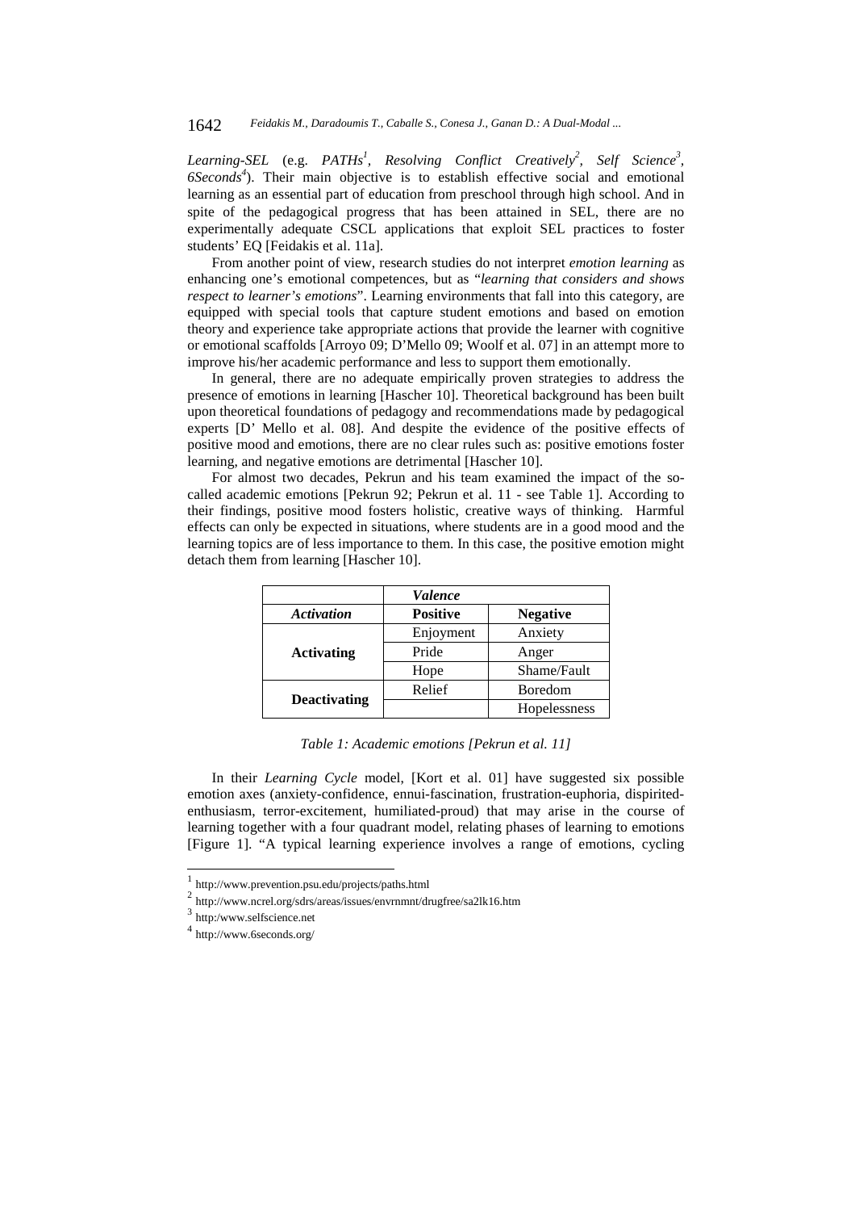*Learning-SEL* (e.g. *PATHs*[1], *Resolving Conflict Creatively*[2], *Self Science*[3], *6Seconds*[4]). Their main objective is to establish effective social and emotional learning as an essential part of education from preschool through high school. And in spite of the pedagogical progress that has been attained in SEL, there are no experimentally adequate CSCL applications that exploit SEL practices to foster students' EQ [Feidakis et al. 11a].

From another point of view, research studies do not interpret *emotion learning* as enhancing one's emotional competences, but as "*learning that considers and shows respect to learner's emotions*". Learning environments that fall into this category, are equipped with special tools that capture student emotions and based on emotion theory and experience take appropriate actions that provide the learner with cognitive or emotional scaffolds [Arroyo 09; D'Mello 09; Woolf et al. 07] in an attempt more to improve his/her academic performance and less to support them emotionally.

In general, there are no adequate empirically proven strategies to address the presence of emotions in learning [Hascher 10]. Theoretical background has been built upon theoretical foundations of pedagogy and recommendations made by pedagogical experts [D' Mello et al. 08]. And despite the evidence of the positive effects of positive mood and emotions, there are no clear rules such as: positive emotions foster learning, and negative emotions are detrimental [Hascher 10].

For almost two decades, Pekrun and his team examined the impact of the so-called academic emotions [Pekrun 92; Pekrun et al. 11 - see Table 1]. According to their findings, positive mood fosters holistic, creative ways of thinking. Harmful effects can only be expected in situations, where students are in a good mood and the learning topics are of less importance to them. In this case, the positive emotion might detach them from learning [Hascher 10].

| | *Valence* | |
|---|---|---|
| *Activation* | **Positive** | **Negative** |
| **Activating** | Enjoyment | Anxiety |
| | Pride | Anger |
| | Hope | Shame/Fault |
| **Deactivating** | Relief | Boredom |
| | | Hopelessness |

*Table 1: Academic emotions [Pekrun et al. 11]*

In their *Learning Cycle* model, [Kort et al. 01] have suggested six possible emotion axes (anxiety-confidence, ennui-fascination, frustration-euphoria, dispirited-enthusiasm, terror-excitement, humiliated-proud) that may arise in the course of learning together with a four quadrant model, relating phases of learning to emotions [Figure 1]. "A typical learning experience involves a range of emotions, cycling

---

[1] http://www.prevention.psu.edu/projects/paths.html

[2] http://www.ncrel.org/sdrs/areas/issues/envrnmnt/drugfree/sa2lk16.htm

[3] http:/www.selfscience.net

[4] http://www.6seconds.org/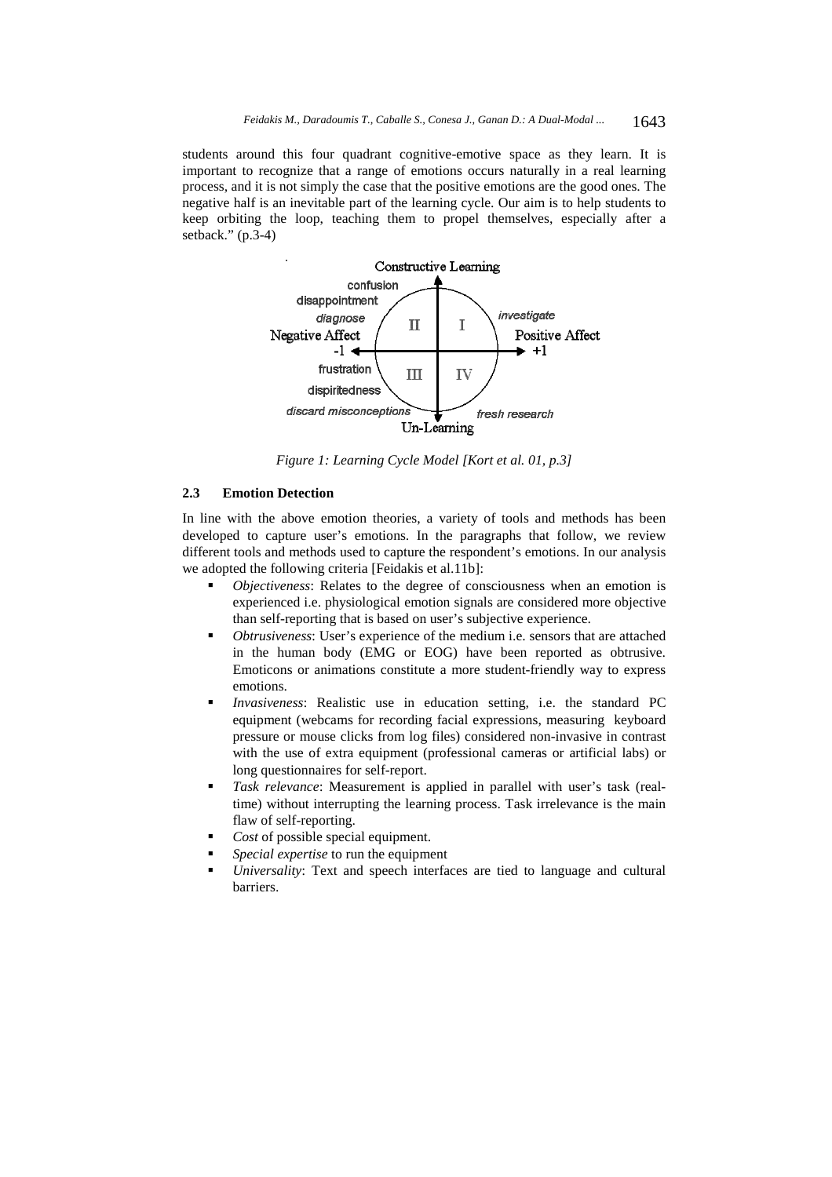students around this four quadrant cognitive-emotive space as they learn. It is important to recognize that a range of emotions occurs naturally in a real learning process, and it is not simply the case that the positive emotions are the good ones. The negative half is an inevitable part of the learning cycle. Our aim is to help students to keep orbiting the loop, teaching them to propel themselves, especially after a setback." (p.3-4)

*Figure 1: Learning Cycle Model [Kort et al. 01, p.3]*

### 2.3 Emotion Detection

In line with the above emotion theories, a variety of tools and methods has been developed to capture user's emotions. In the paragraphs that follow, we review different tools and methods used to capture the respondent's emotions. In our analysis we adopted the following criteria [Feidakis et al.11b]:

- *Objectiveness*: Relates to the degree of consciousness when an emotion is experienced i.e. physiological emotion signals are considered more objective than self-reporting that is based on user's subjective experience.
- *Obtrusiveness*: User's experience of the medium i.e. sensors that are attached in the human body (EMG or EOG) have been reported as obtrusive. Emoticons or animations constitute a more student-friendly way to express emotions.
- *Invasiveness*: Realistic use in education setting, i.e. the standard PC equipment (webcams for recording facial expressions, measuring keyboard pressure or mouse clicks from log files) considered non-invasive in contrast with the use of extra equipment (professional cameras or artificial labs) or long questionnaires for self-report.
- *Task relevance*: Measurement is applied in parallel with user's task (real-time) without interrupting the learning process. Task irrelevance is the main flaw of self-reporting.
- *Cost* of possible special equipment.
- *Special expertise* to run the equipment
- *Universality*: Text and speech interfaces are tied to language and cultural barriers.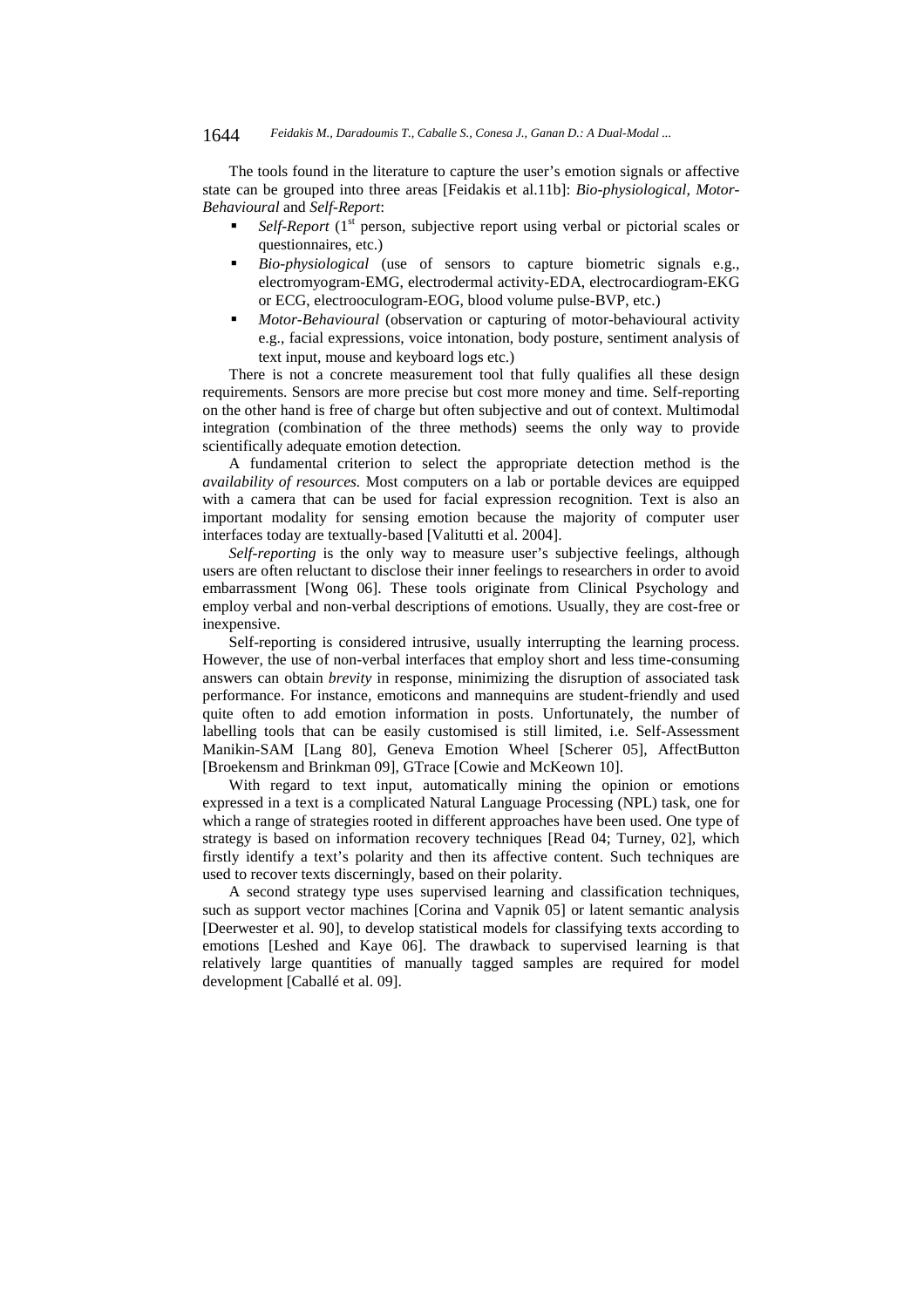The tools found in the literature to capture the user's emotion signals or affective state can be grouped into three areas [Feidakis et al.11b]: *Bio-physiological, Motor-Behavioural* and *Self-Report*:

- *Self-Report* (1st person, subjective report using verbal or pictorial scales or questionnaires, etc.)
- *Bio-physiological* (use of sensors to capture biometric signals e.g., electromyogram-EMG, electrodermal activity-EDA, electrocardiogram-EKG or ECG, electrooculogram-EOG, blood volume pulse-BVP, etc.)
- *Motor-Behavioural* (observation or capturing of motor-behavioural activity e.g., facial expressions, voice intonation, body posture, sentiment analysis of text input, mouse and keyboard logs etc.)

There is not a concrete measurement tool that fully qualifies all these design requirements. Sensors are more precise but cost more money and time. Self-reporting on the other hand is free of charge but often subjective and out of context. Multimodal integration (combination of the three methods) seems the only way to provide scientifically adequate emotion detection.

A fundamental criterion to select the appropriate detection method is the *availability of resources.* Most computers on a lab or portable devices are equipped with a camera that can be used for facial expression recognition. Text is also an important modality for sensing emotion because the majority of computer user interfaces today are textually-based [Valitutti et al. 2004].

*Self-reporting* is the only way to measure user's subjective feelings, although users are often reluctant to disclose their inner feelings to researchers in order to avoid embarrassment [Wong 06]. These tools originate from Clinical Psychology and employ verbal and non-verbal descriptions of emotions. Usually, they are cost-free or inexpensive.

Self-reporting is considered intrusive, usually interrupting the learning process. However, the use of non-verbal interfaces that employ short and less time-consuming answers can obtain *brevity* in response, minimizing the disruption of associated task performance. For instance, emoticons and mannequins are student-friendly and used quite often to add emotion information in posts. Unfortunately, the number of labelling tools that can be easily customised is still limited, i.e. Self-Assessment Manikin-SAM [Lang 80], Geneva Emotion Wheel [Scherer 05], AffectButton [Broekensm and Brinkman 09], GTrace [Cowie and McKeown 10].

With regard to text input, automatically mining the opinion or emotions expressed in a text is a complicated Natural Language Processing (NPL) task, one for which a range of strategies rooted in different approaches have been used. One type of strategy is based on information recovery techniques [Read 04; Turney, 02], which firstly identify a text's polarity and then its affective content. Such techniques are used to recover texts discerningly, based on their polarity.

A second strategy type uses supervised learning and classification techniques, such as support vector machines [Corina and Vapnik 05] or latent semantic analysis [Deerwester et al. 90], to develop statistical models for classifying texts according to emotions [Leshed and Kaye 06]. The drawback to supervised learning is that relatively large quantities of manually tagged samples are required for model development [Caballé et al. 09].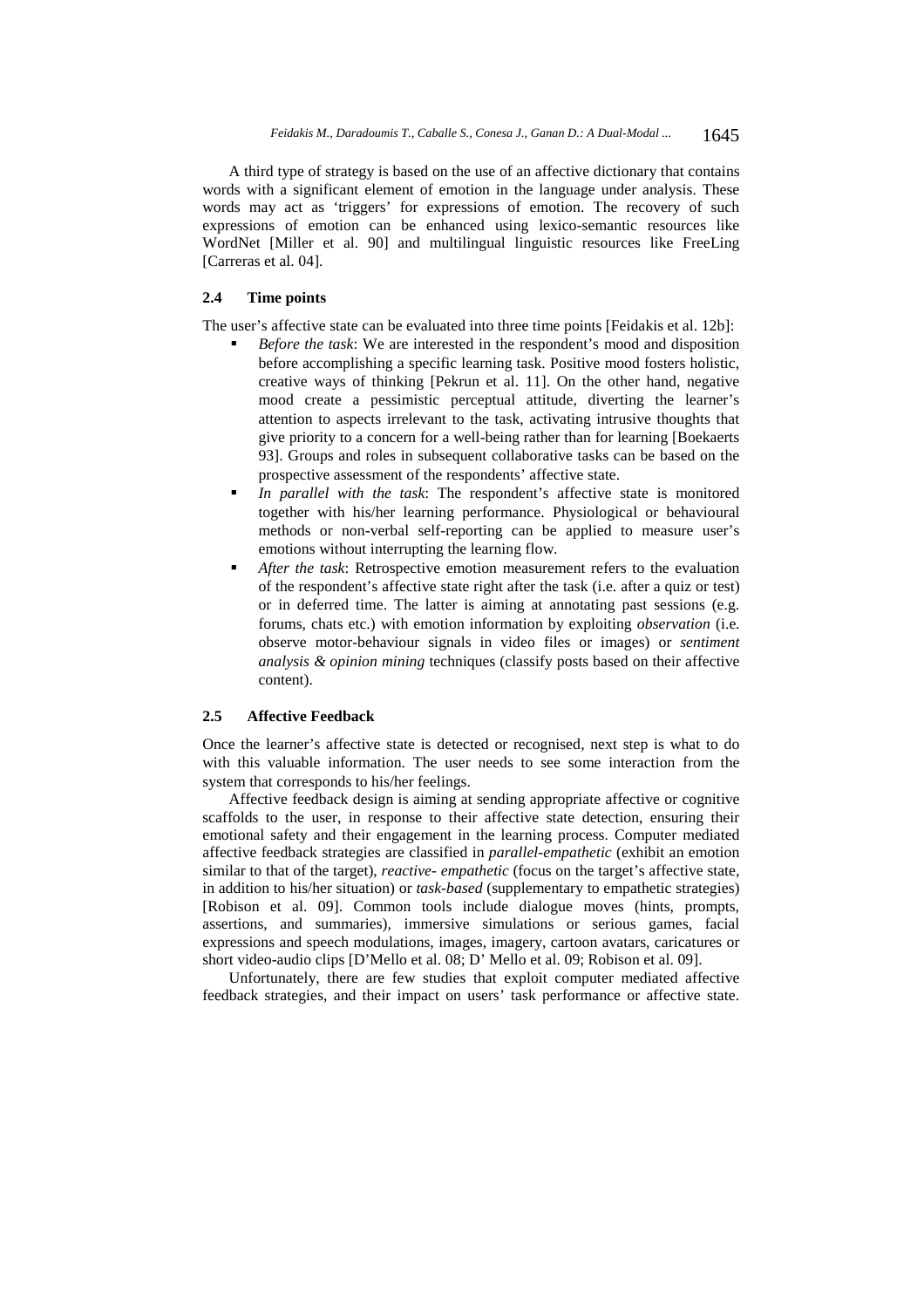A third type of strategy is based on the use of an affective dictionary that contains words with a significant element of emotion in the language under analysis. These words may act as 'triggers' for expressions of emotion. The recovery of such expressions of emotion can be enhanced using lexico-semantic resources like WordNet [Miller et al. 90] and multilingual linguistic resources like FreeLing [Carreras et al. 04].

### 2.4 Time points

The user's affective state can be evaluated into three time points [Feidakis et al. 12b]:

- *Before the task*: We are interested in the respondent's mood and disposition before accomplishing a specific learning task. Positive mood fosters holistic, creative ways of thinking [Pekrun et al. 11]. On the other hand, negative mood create a pessimistic perceptual attitude, diverting the learner's attention to aspects irrelevant to the task, activating intrusive thoughts that give priority to a concern for a well-being rather than for learning [Boekaerts 93]. Groups and roles in subsequent collaborative tasks can be based on the prospective assessment of the respondents' affective state.
- *In parallel with the task*: The respondent's affective state is monitored together with his/her learning performance. Physiological or behavioural methods or non-verbal self-reporting can be applied to measure user's emotions without interrupting the learning flow.
- *After the task*: Retrospective emotion measurement refers to the evaluation of the respondent's affective state right after the task (i.e. after a quiz or test) or in deferred time. The latter is aiming at annotating past sessions (e.g. forums, chats etc.) with emotion information by exploiting *observation* (i.e. observe motor-behaviour signals in video files or images) or *sentiment analysis & opinion mining* techniques (classify posts based on their affective content).

### 2.5 Affective Feedback

Once the learner's affective state is detected or recognised, next step is what to do with this valuable information. The user needs to see some interaction from the system that corresponds to his/her feelings.

Affective feedback design is aiming at sending appropriate affective or cognitive scaffolds to the user, in response to their affective state detection, ensuring their emotional safety and their engagement in the learning process. Computer mediated affective feedback strategies are classified in *parallel-empathetic* (exhibit an emotion similar to that of the target), *reactive- empathetic* (focus on the target's affective state, in addition to his/her situation) or *task-based* (supplementary to empathetic strategies) [Robison et al. 09]. Common tools include dialogue moves (hints, prompts, assertions, and summaries), immersive simulations or serious games, facial expressions and speech modulations, images, imagery, cartoon avatars, caricatures or short video-audio clips [D'Mello et al. 08; D' Mello et al. 09; Robison et al. 09].

Unfortunately, there are few studies that exploit computer mediated affective feedback strategies, and their impact on users' task performance or affective state.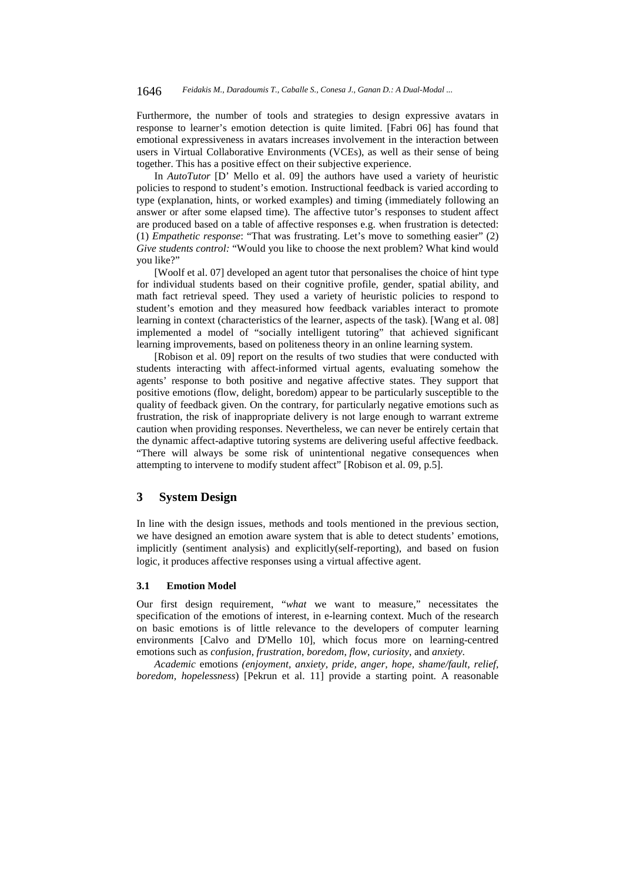Furthermore, the number of tools and strategies to design expressive avatars in response to learner's emotion detection is quite limited. [Fabri 06] has found that emotional expressiveness in avatars increases involvement in the interaction between users in Virtual Collaborative Environments (VCEs), as well as their sense of being together. This has a positive effect on their subjective experience.

In *AutoTutor* [D' Mello et al. 09] the authors have used a variety of heuristic policies to respond to student's emotion. Instructional feedback is varied according to type (explanation, hints, or worked examples) and timing (immediately following an answer or after some elapsed time). The affective tutor's responses to student affect are produced based on a table of affective responses e.g. when frustration is detected: (1) *Empathetic response*: "That was frustrating. Let's move to something easier" (2) *Give students control:* "Would you like to choose the next problem? What kind would you like?"

[Woolf et al. 07] developed an agent tutor that personalises the choice of hint type for individual students based on their cognitive profile, gender, spatial ability, and math fact retrieval speed. They used a variety of heuristic policies to respond to student's emotion and they measured how feedback variables interact to promote learning in context (characteristics of the learner, aspects of the task). [Wang et al. 08] implemented a model of "socially intelligent tutoring" that achieved significant learning improvements, based on politeness theory in an online learning system.

[Robison et al. 09] report on the results of two studies that were conducted with students interacting with affect-informed virtual agents, evaluating somehow the agents' response to both positive and negative affective states. They support that positive emotions (flow, delight, boredom) appear to be particularly susceptible to the quality of feedback given. On the contrary, for particularly negative emotions such as frustration, the risk of inappropriate delivery is not large enough to warrant extreme caution when providing responses. Nevertheless, we can never be entirely certain that the dynamic affect-adaptive tutoring systems are delivering useful affective feedback. "There will always be some risk of unintentional negative consequences when attempting to intervene to modify student affect" [Robison et al. 09, p.5].

## 3 System Design

In line with the design issues, methods and tools mentioned in the previous section, we have designed an emotion aware system that is able to detect students' emotions, implicitly (sentiment analysis) and explicitly(self-reporting), and based on fusion logic, it produces affective responses using a virtual affective agent.

### 3.1 Emotion Model

Our first design requirement, "*what* we want to measure," necessitates the specification of the emotions of interest, in e-learning context. Much of the research on basic emotions is of little relevance to the developers of computer learning environments [Calvo and D'Mello 10], which focus more on learning-centred emotions such as *confusion*, *frustration*, *boredom*, *flow*, *curiosity*, and *anxiety*.

*Academic* emotions *(enjoyment, anxiety, pride, anger, hope, shame/fault, relief, boredom, hopelessness*) [Pekrun et al. 11] provide a starting point. A reasonable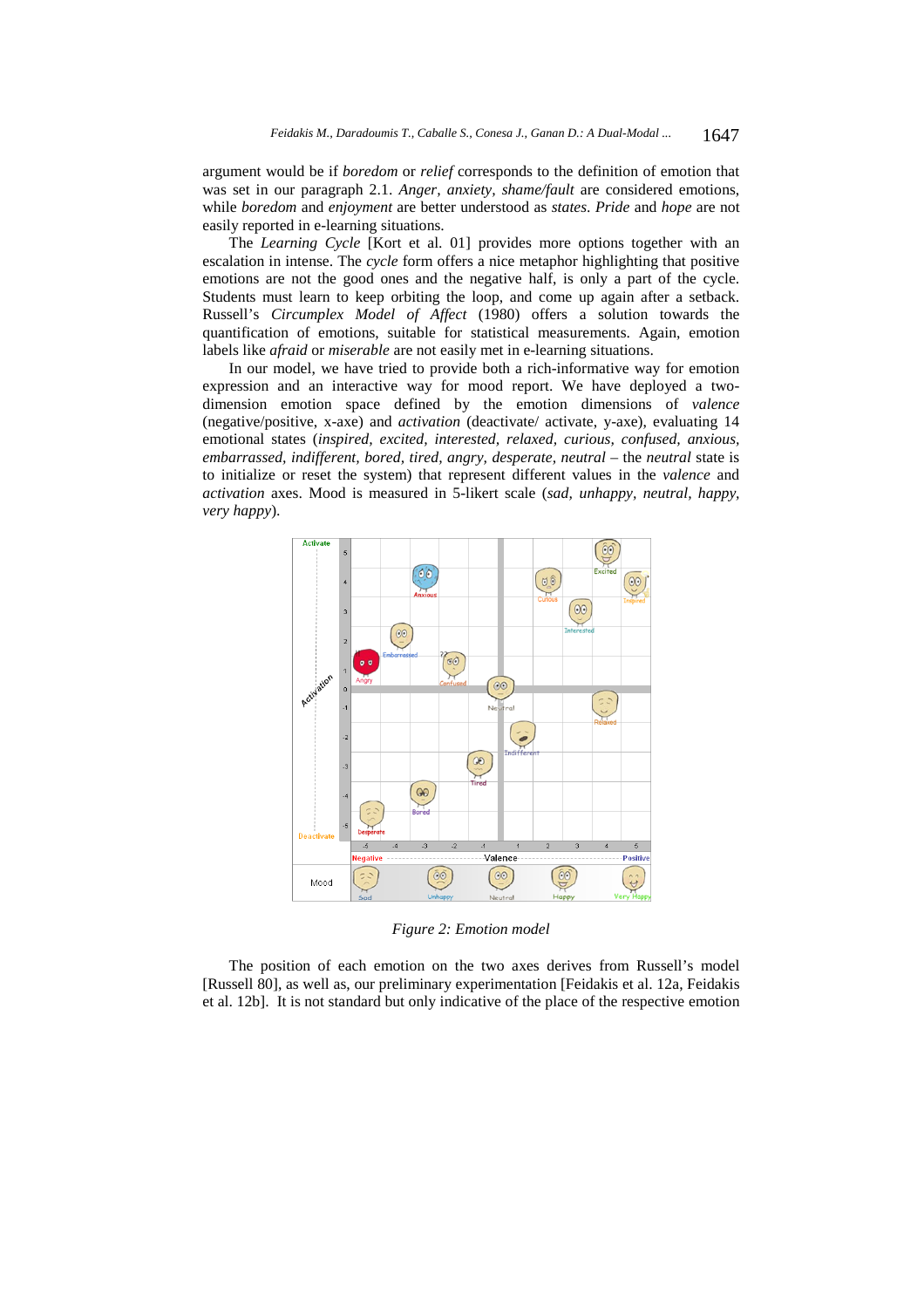argument would be if *boredom* or *relief* corresponds to the definition of emotion that was set in our paragraph 2.1. *Anger, anxiety, shame/fault* are considered emotions, while *boredom* and *enjoyment* are better understood as *states*. *Pride* and *hope* are not easily reported in e-learning situations.

The *Learning Cycle* [Kort et al. 01] provides more options together with an escalation in intense. The *cycle* form offers a nice metaphor highlighting that positive emotions are not the good ones and the negative half, is only a part of the cycle. Students must learn to keep orbiting the loop, and come up again after a setback. Russell's *Circumplex Model of Affect* (1980) offers a solution towards the quantification of emotions, suitable for statistical measurements. Again, emotion labels like *afraid* or *miserable* are not easily met in e-learning situations.

In our model, we have tried to provide both a rich-informative way for emotion expression and an interactive way for mood report. We have deployed a two-dimension emotion space defined by the emotion dimensions of *valence* (negative/positive, x-axe) and *activation* (deactivate/ activate, y-axe), evaluating 14 emotional states (*inspired, excited, interested, relaxed, curious, confused, anxious, embarrassed, indifferent, bored, tired, angry, desperate, neutral* – the *neutral* state is to initialize or reset the system) that represent different values in the *valence* and *activation* axes. Mood is measured in 5-likert scale (*sad, unhappy, neutral, happy, very happy*).

*Figure 2: Emotion model*

The position of each emotion on the two axes derives from Russell's model [Russell 80], as well as, our preliminary experimentation [Feidakis et al. 12a, Feidakis et al. 12b]. It is not standard but only indicative of the place of the respective emotion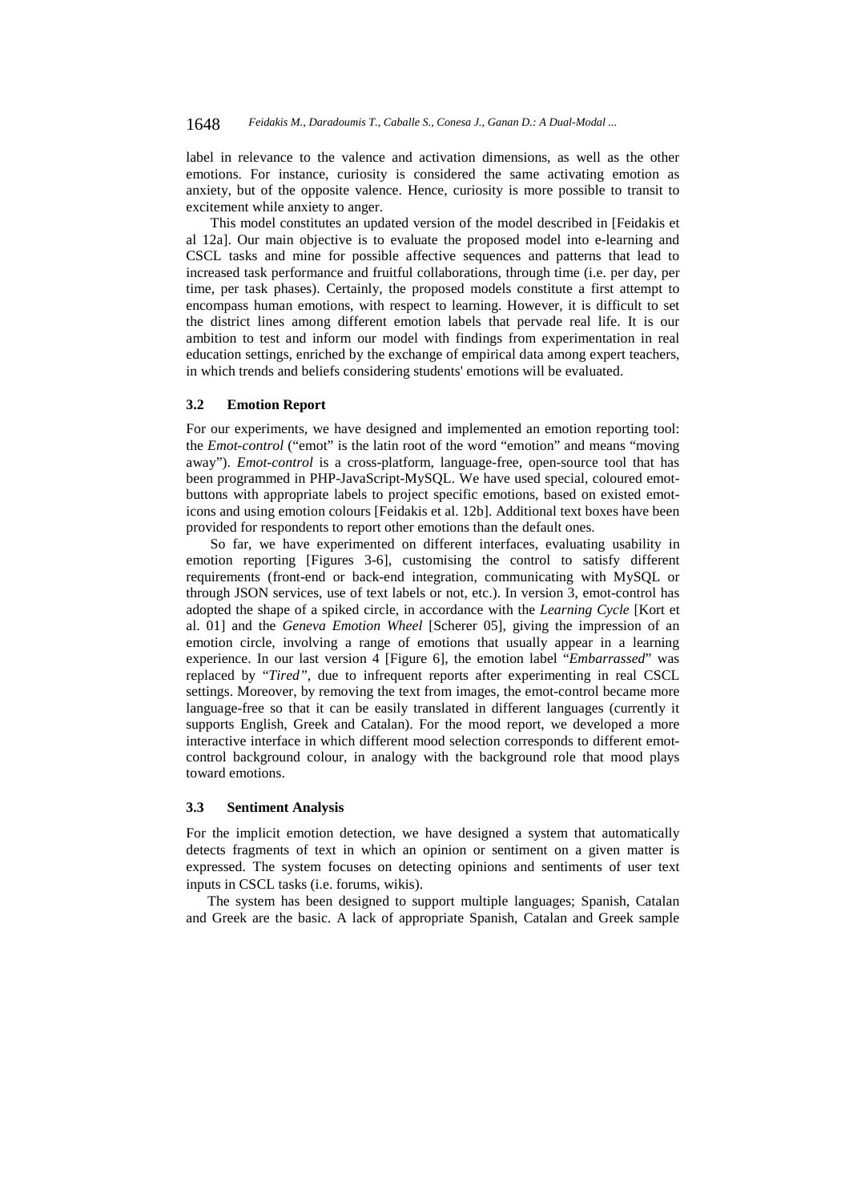label in relevance to the valence and activation dimensions, as well as the other emotions. For instance, curiosity is considered the same activating emotion as anxiety, but of the opposite valence. Hence, curiosity is more possible to transit to excitement while anxiety to anger.

This model constitutes an updated version of the model described in [Feidakis et al 12a]. Our main objective is to evaluate the proposed model into e-learning and CSCL tasks and mine for possible affective sequences and patterns that lead to increased task performance and fruitful collaborations, through time (i.e. per day, per time, per task phases). Certainly, the proposed models constitute a first attempt to encompass human emotions, with respect to learning. However, it is difficult to set the district lines among different emotion labels that pervade real life. It is our ambition to test and inform our model with findings from experimentation in real education settings, enriched by the exchange of empirical data among expert teachers, in which trends and beliefs considering students' emotions will be evaluated.

### 3.2 Emotion Report

For our experiments, we have designed and implemented an emotion reporting tool: the *Emot-control* ("emot" is the latin root of the word "emotion" and means "moving away"). *Emot-control* is a cross-platform, language-free, open-source tool that has been programmed in PHP-JavaScript-MySQL. We have used special, coloured emot-buttons with appropriate labels to project specific emotions, based on existed emot-icons and using emotion colours [Feidakis et al. 12b]. Additional text boxes have been provided for respondents to report other emotions than the default ones.

So far, we have experimented on different interfaces, evaluating usability in emotion reporting [Figures 3-6], customising the control to satisfy different requirements (front-end or back-end integration, communicating with MySQL or through JSON services, use of text labels or not, etc.). In version 3, emot-control has adopted the shape of a spiked circle, in accordance with the *Learning Cycle* [Kort et al. 01] and the *Geneva Emotion Wheel* [Scherer 05], giving the impression of an emotion circle, involving a range of emotions that usually appear in a learning experience. In our last version 4 [Figure 6], the emotion label "*Embarrassed*" was replaced by "*Tired*", due to infrequent reports after experimenting in real CSCL settings. Moreover, by removing the text from images, the emot-control became more language-free so that it can be easily translated in different languages (currently it supports English, Greek and Catalan). For the mood report, we developed a more interactive interface in which different mood selection corresponds to different emot-control background colour, in analogy with the background role that mood plays toward emotions.

### 3.3 Sentiment Analysis

For the implicit emotion detection, we have designed a system that automatically detects fragments of text in which an opinion or sentiment on a given matter is expressed. The system focuses on detecting opinions and sentiments of user text inputs in CSCL tasks (i.e. forums, wikis).

The system has been designed to support multiple languages; Spanish, Catalan and Greek are the basic. A lack of appropriate Spanish, Catalan and Greek sample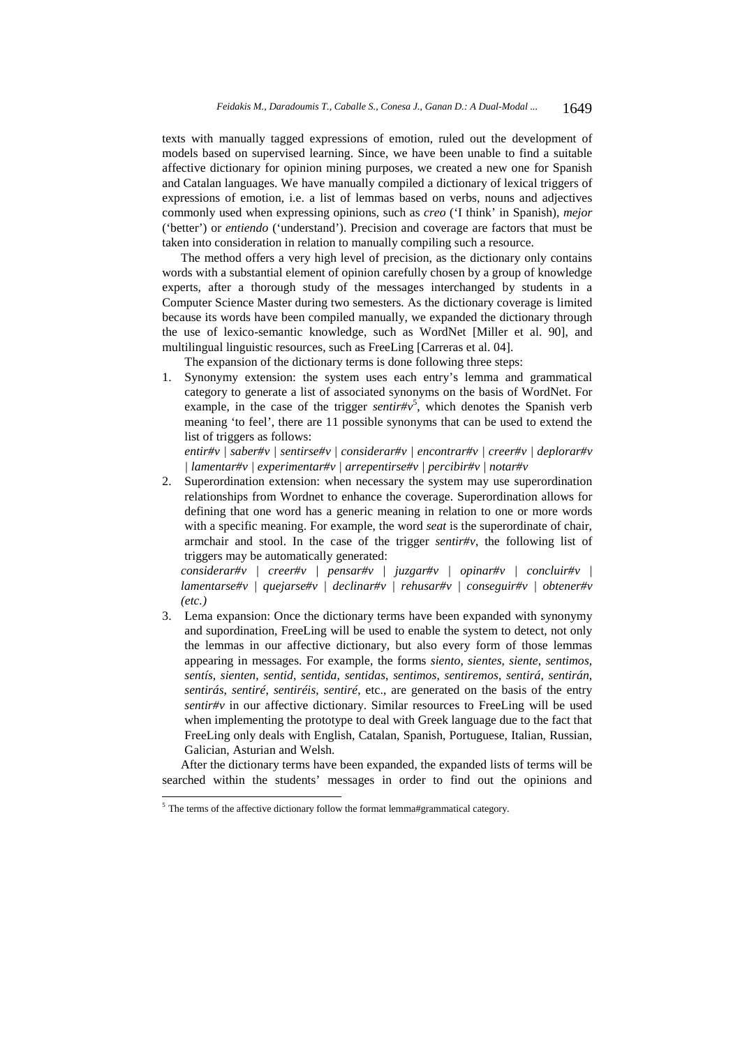texts with manually tagged expressions of emotion, ruled out the development of models based on supervised learning. Since, we have been unable to find a suitable affective dictionary for opinion mining purposes, we created a new one for Spanish and Catalan languages. We have manually compiled a dictionary of lexical triggers of expressions of emotion, i.e. a list of lemmas based on verbs, nouns and adjectives commonly used when expressing opinions, such as *creo* ('I think' in Spanish), *mejor* ('better') or *entiendo* ('understand'). Precision and coverage are factors that must be taken into consideration in relation to manually compiling such a resource.

The method offers a very high level of precision, as the dictionary only contains words with a substantial element of opinion carefully chosen by a group of knowledge experts, after a thorough study of the messages interchanged by students in a Computer Science Master during two semesters. As the dictionary coverage is limited because its words have been compiled manually, we expanded the dictionary through the use of lexico-semantic knowledge, such as WordNet [Miller et al. 90], and multilingual linguistic resources, such as FreeLing [Carreras et al. 04].

The expansion of the dictionary terms is done following three steps:

1. Synonymy extension: the system uses each entry's lemma and grammatical category to generate a list of associated synonyms on the basis of WordNet. For example, in the case of the trigger *sentir#v*[5], which denotes the Spanish verb meaning 'to feel', there are 11 possible synonyms that can be used to extend the list of triggers as follows:
   *entir#v | saber#v | sentirse#v | considerar#v | encontrar#v | creer#v | deplorar#v | lamentar#v | experimentar#v | arrepentirse#v | percibir#v | notar#v*
2. Superordination extension: when necessary the system may use superordination relationships from Wordnet to enhance the coverage. Superordination allows for defining that one word has a generic meaning in relation to one or more words with a specific meaning. For example, the word *seat* is the superordinate of chair, armchair and stool. In the case of the trigger *sentir#v*, the following list of triggers may be automatically generated:
   *considerar#v | creer#v | pensar#v | juzgar#v | opinar#v | concluir#v | lamentarse#v | quejarse#v | declinar#v | rehusar#v | conseguir#v | obtener#v (etc.)*
3. Lema expansion: Once the dictionary terms have been expanded with synonymy and supordination, FreeLing will be used to enable the system to detect, not only the lemmas in our affective dictionary, but also every form of those lemmas appearing in messages. For example, the forms *siento*, *sientes*, *siente*, *sentimos*, *sentís*, *sienten*, *sentid*, *sentida*, *sentidas*, *sentimos*, *sentiremos*, *sentirá*, *sentirán*, *sentirás*, *sentiré*, *sentiréis*, *sentiré*, etc., are generated on the basis of the entry *sentir#v* in our affective dictionary. Similar resources to FreeLing will be used when implementing the prototype to deal with Greek language due to the fact that FreeLing only deals with English, Catalan, Spanish, Portuguese, Italian, Russian, Galician, Asturian and Welsh.

After the dictionary terms have been expanded, the expanded lists of terms will be searched within the students' messages in order to find out the opinions and

[5] The terms of the affective dictionary follow the format lemma#grammatical category.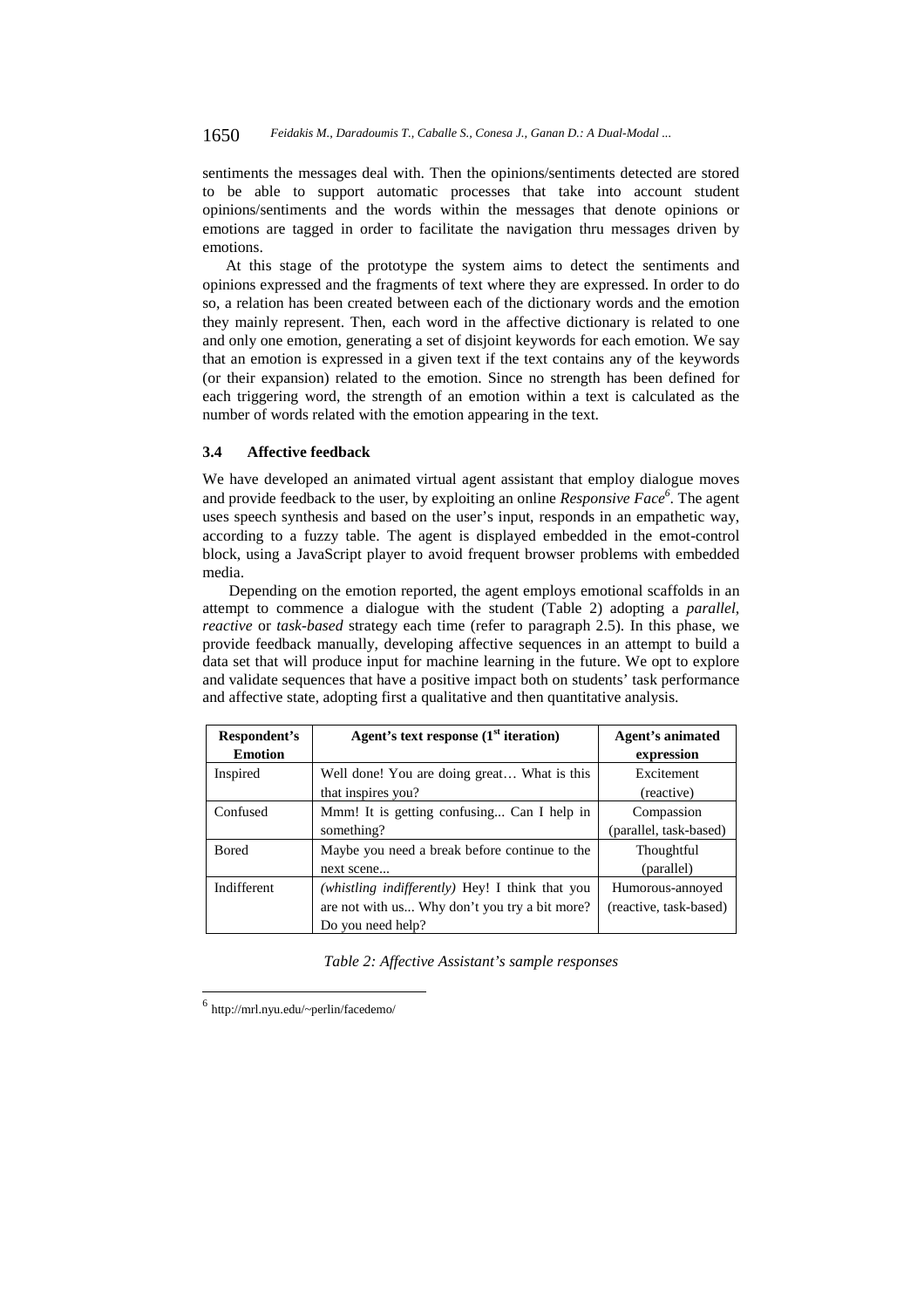sentiments the messages deal with. Then the opinions/sentiments detected are stored to be able to support automatic processes that take into account student opinions/sentiments and the words within the messages that denote opinions or emotions are tagged in order to facilitate the navigation thru messages driven by emotions.

At this stage of the prototype the system aims to detect the sentiments and opinions expressed and the fragments of text where they are expressed. In order to do so, a relation has been created between each of the dictionary words and the emotion they mainly represent. Then, each word in the affective dictionary is related to one and only one emotion, generating a set of disjoint keywords for each emotion. We say that an emotion is expressed in a given text if the text contains any of the keywords (or their expansion) related to the emotion. Since no strength has been defined for each triggering word, the strength of an emotion within a text is calculated as the number of words related with the emotion appearing in the text.

### 3.4 Affective feedback

We have developed an animated virtual agent assistant that employ dialogue moves and provide feedback to the user, by exploiting an online *Responsive Face*[6]. The agent uses speech synthesis and based on the user's input, responds in an empathetic way, according to a fuzzy table. The agent is displayed embedded in the emot-control block, using a JavaScript player to avoid frequent browser problems with embedded media.

Depending on the emotion reported, the agent employs emotional scaffolds in an attempt to commence a dialogue with the student (Table 2) adopting a *parallel*, *reactive* or *task-based* strategy each time (refer to paragraph 2.5). In this phase, we provide feedback manually, developing affective sequences in an attempt to build a data set that will produce input for machine learning in the future. We opt to explore and validate sequences that have a positive impact both on students' task performance and affective state, adopting first a qualitative and then quantitative analysis.

| Respondent's Emotion | Agent's text response (1st iteration) | Agent's animated expression |
|---|---|---|
| Inspired | Well done! You are doing great… What is this that inspires you? | Excitement (reactive) |
| Confused | Mmm! It is getting confusing... Can I help in something? | Compassion (parallel, task-based) |
| Bored | Maybe you need a break before continue to the next scene... | Thoughtful (parallel) |
| Indifferent | *(whistling indifferently)* Hey! I think that you are not with us... Why don't you try a bit more? Do you need help? | Humorous-annoyed (reactive, task-based) |

*Table 2: Affective Assistant's sample responses*

[6] http://mrl.nyu.edu/~perlin/facedemo/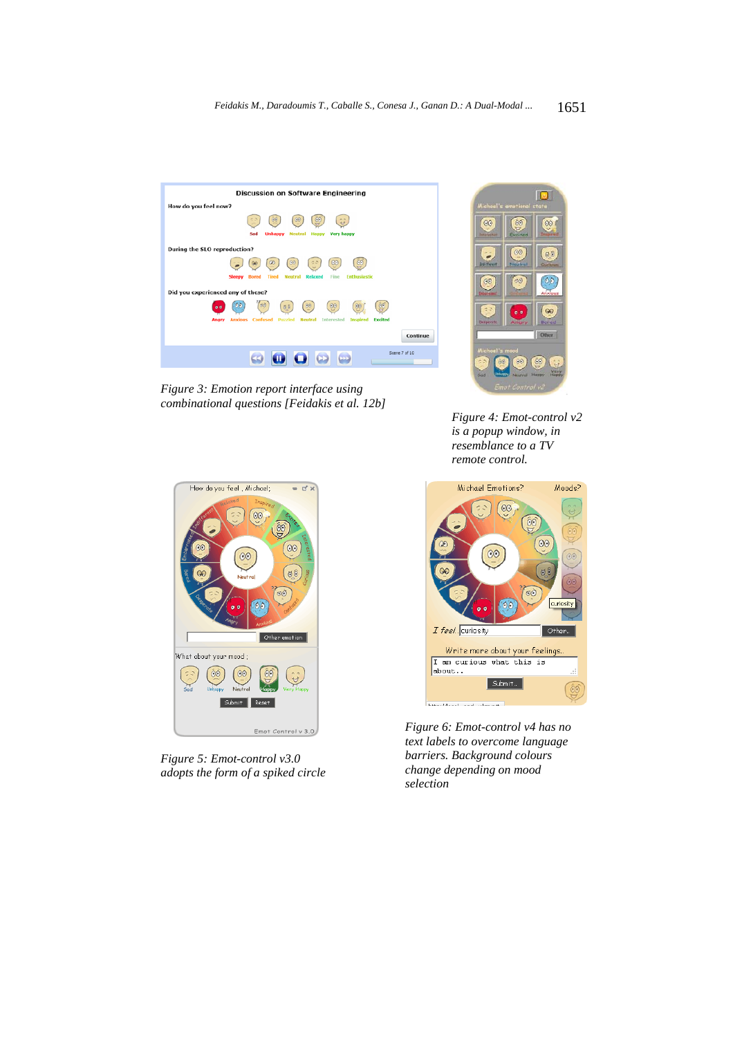Figure 3: Emotion report interface using combinational questions [Feidakis et al. 12b]

Figure 4: Emot-control v2 is a popup window, in resemblance to a TV remote control.

Figure 5: Emot-control v3.0 adopts the form of a spiked circle

Figure 6: Emot-control v4 has no text labels to overcome language barriers. Background colours change depending on mood selection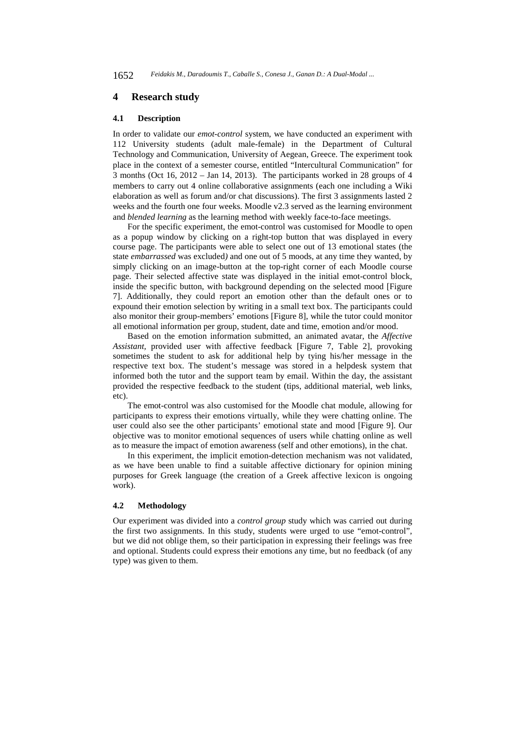## 4 Research study

### 4.1 Description

In order to validate our *emot-control* system, we have conducted an experiment with 112 University students (adult male-female) in the Department of Cultural Technology and Communication, University of Aegean, Greece. The experiment took place in the context of a semester course, entitled "Intercultural Communication" for 3 months (Oct 16, 2012 – Jan 14, 2013). The participants worked in 28 groups of 4 members to carry out 4 online collaborative assignments (each one including a Wiki elaboration as well as forum and/or chat discussions). The first 3 assignments lasted 2 weeks and the fourth one four weeks. Moodle v2.3 served as the learning environment and *blended learning* as the learning method with weekly face-to-face meetings.

For the specific experiment, the emot-control was customised for Moodle to open as a popup window by clicking on a right-top button that was displayed in every course page. The participants were able to select one out of 13 emotional states (the state *embarrassed* was excluded*)* and one out of 5 moods, at any time they wanted, by simply clicking on an image-button at the top-right corner of each Moodle course page. Their selected affective state was displayed in the initial emot-control block, inside the specific button, with background depending on the selected mood [Figure 7]. Additionally, they could report an emotion other than the default ones or to expound their emotion selection by writing in a small text box. The participants could also monitor their group-members' emotions [Figure 8], while the tutor could monitor all emotional information per group, student, date and time, emotion and/or mood.

Based on the emotion information submitted, an animated avatar, the *Affective Assistant*, provided user with affective feedback [Figure 7, Table 2], provoking sometimes the student to ask for additional help by tying his/her message in the respective text box. The student's message was stored in a helpdesk system that informed both the tutor and the support team by email. Within the day, the assistant provided the respective feedback to the student (tips, additional material, web links, etc).

The emot-control was also customised for the Moodle chat module, allowing for participants to express their emotions virtually, while they were chatting online. The user could also see the other participants' emotional state and mood [Figure 9]. Our objective was to monitor emotional sequences of users while chatting online as well as to measure the impact of emotion awareness (self and other emotions), in the chat.

In this experiment, the implicit emotion-detection mechanism was not validated, as we have been unable to find a suitable affective dictionary for opinion mining purposes for Greek language (the creation of a Greek affective lexicon is ongoing work).

### 4.2 Methodology

Our experiment was divided into a *control group* study which was carried out during the first two assignments. In this study, students were urged to use "emot-control", but we did not oblige them, so their participation in expressing their feelings was free and optional. Students could express their emotions any time, but no feedback (of any type) was given to them.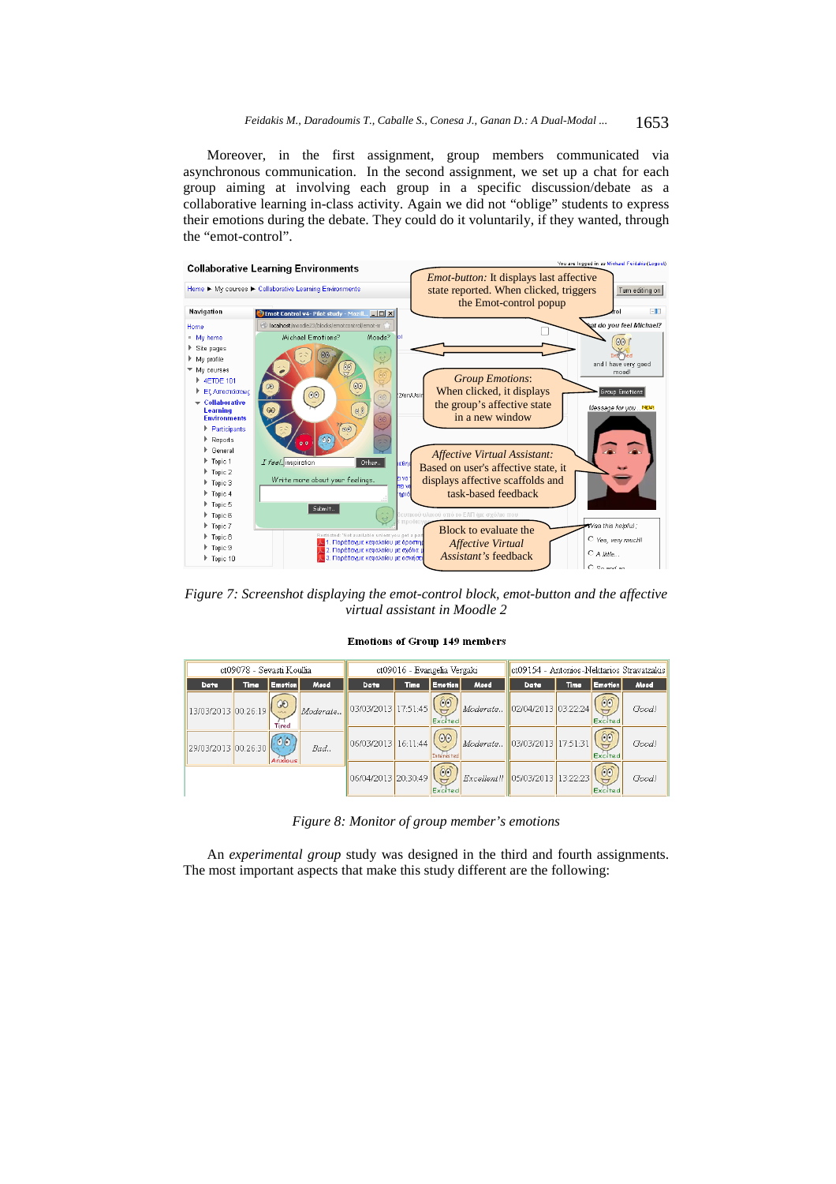Moreover, in the first assignment, group members communicated via asynchronous communication. In the second assignment, we set up a chat for each group aiming at involving each group in a specific discussion/debate as a collaborative learning in-class activity. Again we did not "oblige" students to express their emotions during the debate. They could do it voluntarily, if they wanted, through the "emot-control".

*Figure 7: Screenshot displaying the emot-control block, emot-button and the affective virtual assistant in Moodle 2*

**Emotions of Group 149 members**

| ct09078 - Sevasti Koulia | | | | ct09016 - Evangelia Vergaki | | | | ct09154 - Antonios-Nektarios Stravatzakis | | | |
|---|---|---|---|---|---|---|---|---|---|---|---|
| Date | Time | Emotion | Mood | Date | Time | Emotion | Mood | Date | Time | Emotion | Mood |
| 13/03/2013 | 00:26:19 | Tired | Moderate.. | 03/03/2013 | 17:51:45 | Excited | Moderate.. | 02/04/2013 | 03:22:24 | Excited | Good! |
| 29/03/2013 | 00:26:30 | Anxious | Bad.. | 06/03/2013 | 16:11:44 | Interested | Moderate.. | 03/03/2013 | 17:51:31 | Excited | Good! |
| | | | | 06/04/2013 | 20:30:49 | Excited | Excellent!! | 05/03/2013 | 13:22:23 | Excited | Good! |

*Figure 8: Monitor of group member's emotions*

An *experimental group* study was designed in the third and fourth assignments. The most important aspects that make this study different are the following: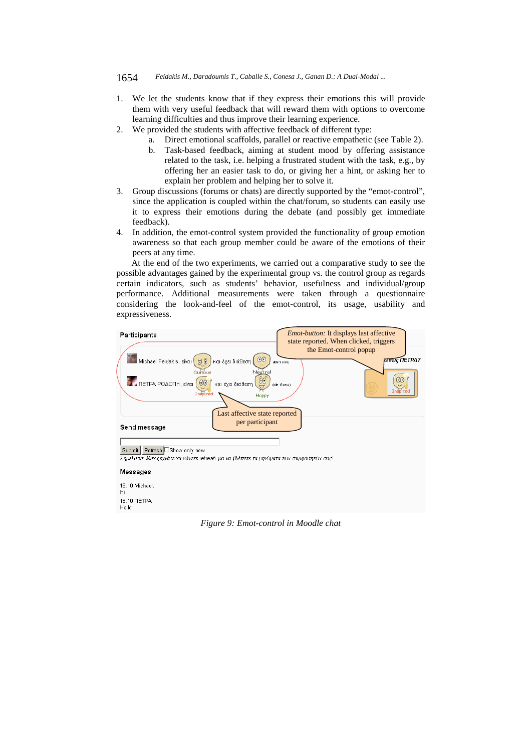1. We let the students know that if they express their emotions this will provide them with very useful feedback that will reward them with options to overcome learning difficulties and thus improve their learning experience.
2. We provided the students with affective feedback of different type:
   a. Direct emotional scaffolds, parallel or reactive empathetic (see Table 2).
   b. Task-based feedback, aiming at student mood by offering assistance related to the task, i.e. helping a frustrated student with the task, e.g., by offering her an easier task to do, or giving her a hint, or asking her to explain her problem and helping her to solve it.
3. Group discussions (forums or chats) are directly supported by the "emot-control", since the application is coupled within the chat/forum, so students can easily use it to express their emotions during the debate (and possibly get immediate feedback).
4. In addition, the emot-control system provided the functionality of group emotion awareness so that each group member could be aware of the emotions of their peers at any time.

At the end of the two experiments, we carried out a comparative study to see the possible advantages gained by the experimental group vs. the control group as regards certain indicators, such as students' behavior, usefulness and individual/group performance. Additional measurements were taken through a questionnaire considering the look-and-feel of the emot-control, its usage, usability and expressiveness.

*Figure 9: Emot-control in Moodle chat*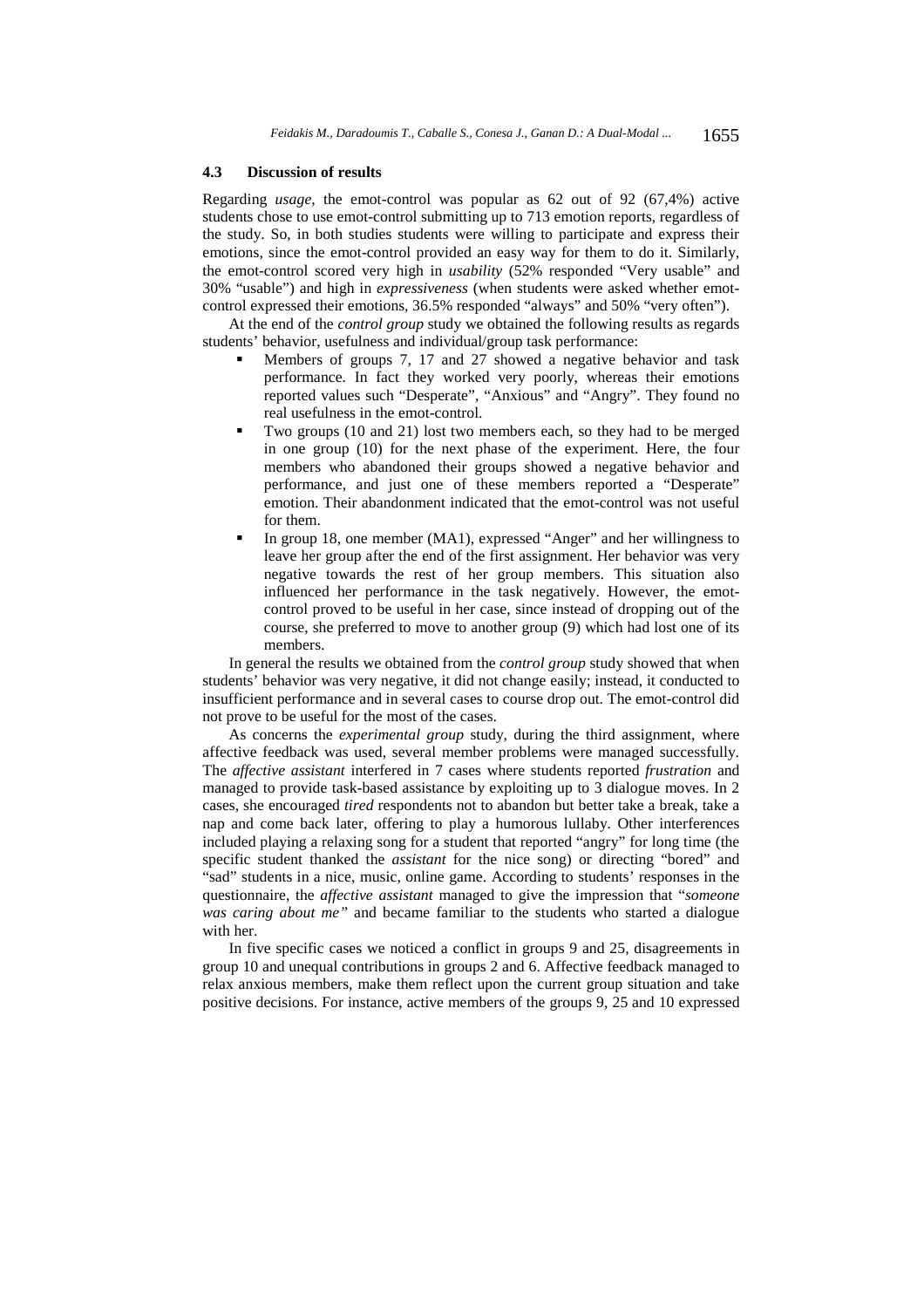### 4.3 Discussion of results

Regarding *usage*, the emot-control was popular as 62 out of 92 (67,4%) active students chose to use emot-control submitting up to 713 emotion reports, regardless of the study. So, in both studies students were willing to participate and express their emotions, since the emot-control provided an easy way for them to do it. Similarly, the emot-control scored very high in *usability* (52% responded "Very usable" and 30% "usable") and high in *expressiveness* (when students were asked whether emot-control expressed their emotions, 36.5% responded "always" and 50% "very often").

At the end of the *control group* study we obtained the following results as regards students' behavior, usefulness and individual/group task performance:

- Members of groups 7, 17 and 27 showed a negative behavior and task performance. In fact they worked very poorly, whereas their emotions reported values such "Desperate", "Anxious" and "Angry". They found no real usefulness in the emot-control.
- Two groups (10 and 21) lost two members each, so they had to be merged in one group (10) for the next phase of the experiment. Here, the four members who abandoned their groups showed a negative behavior and performance, and just one of these members reported a "Desperate" emotion. Their abandonment indicated that the emot-control was not useful for them.
- In group 18, one member (MA1), expressed "Anger" and her willingness to leave her group after the end of the first assignment. Her behavior was very negative towards the rest of her group members. This situation also influenced her performance in the task negatively. However, the emot-control proved to be useful in her case, since instead of dropping out of the course, she preferred to move to another group (9) which had lost one of its members.

In general the results we obtained from the *control group* study showed that when students' behavior was very negative, it did not change easily; instead, it conducted to insufficient performance and in several cases to course drop out. The emot-control did not prove to be useful for the most of the cases.

As concerns the *experimental group* study, during the third assignment, where affective feedback was used, several member problems were managed successfully. The *affective assistant* interfered in 7 cases where students reported *frustration* and managed to provide task-based assistance by exploiting up to 3 dialogue moves. In 2 cases, she encouraged *tired* respondents not to abandon but better take a break, take a nap and come back later, offering to play a humorous lullaby. Other interferences included playing a relaxing song for a student that reported "angry" for long time (the specific student thanked the *assistant* for the nice song) or directing "bored" and "sad" students in a nice, music, online game. According to students' responses in the questionnaire, the *affective assistant* managed to give the impression that "*someone was caring about me"* and became familiar to the students who started a dialogue with her.

In five specific cases we noticed a conflict in groups 9 and 25, disagreements in group 10 and unequal contributions in groups 2 and 6. Affective feedback managed to relax anxious members, make them reflect upon the current group situation and take positive decisions. For instance, active members of the groups 9, 25 and 10 expressed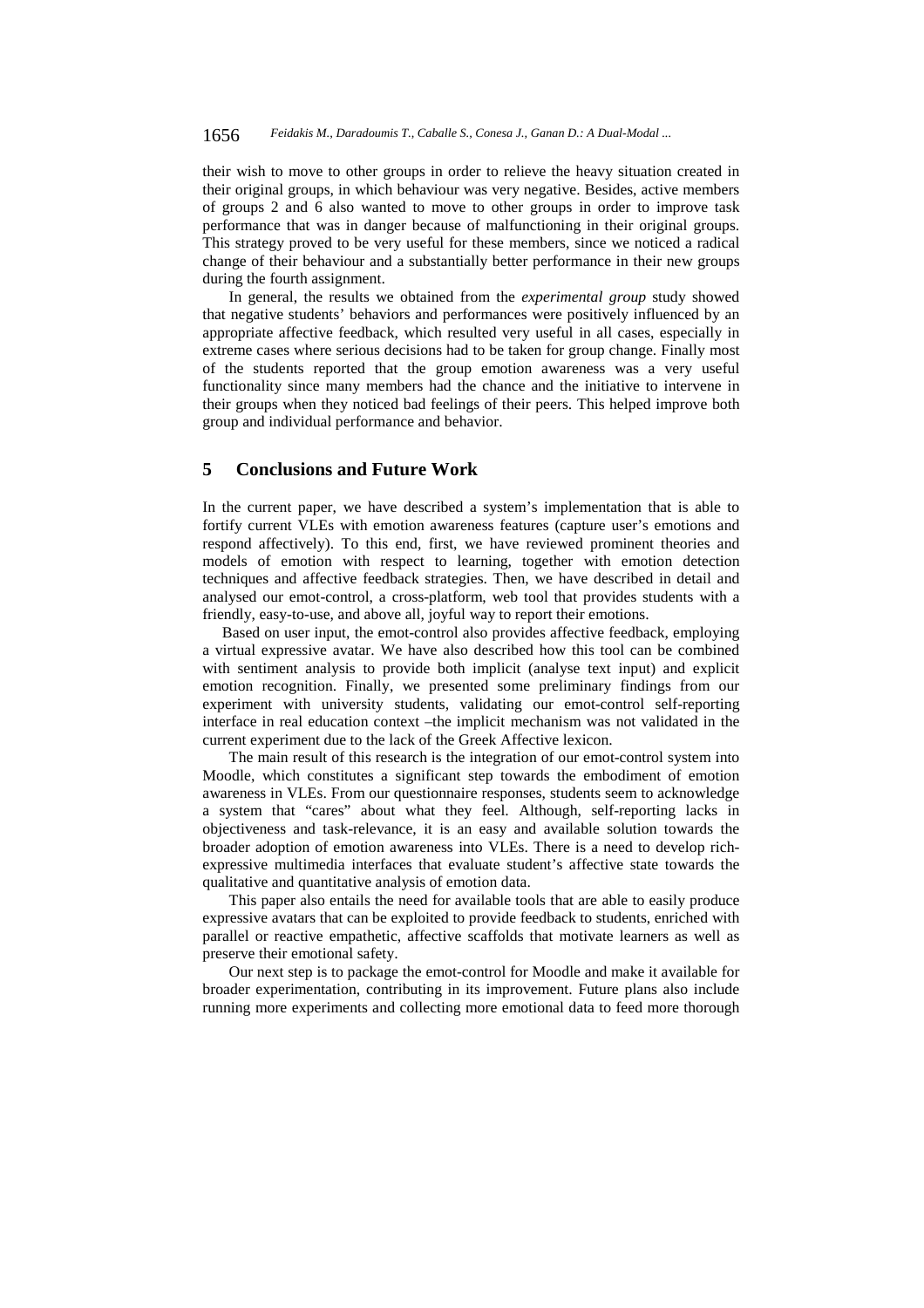their wish to move to other groups in order to relieve the heavy situation created in their original groups, in which behaviour was very negative. Besides, active members of groups 2 and 6 also wanted to move to other groups in order to improve task performance that was in danger because of malfunctioning in their original groups. This strategy proved to be very useful for these members, since we noticed a radical change of their behaviour and a substantially better performance in their new groups during the fourth assignment.

In general, the results we obtained from the *experimental group* study showed that negative students' behaviors and performances were positively influenced by an appropriate affective feedback, which resulted very useful in all cases, especially in extreme cases where serious decisions had to be taken for group change. Finally most of the students reported that the group emotion awareness was a very useful functionality since many members had the chance and the initiative to intervene in their groups when they noticed bad feelings of their peers. This helped improve both group and individual performance and behavior.

## 5 Conclusions and Future Work

In the current paper, we have described a system's implementation that is able to fortify current VLEs with emotion awareness features (capture user's emotions and respond affectively). To this end, first, we have reviewed prominent theories and models of emotion with respect to learning, together with emotion detection techniques and affective feedback strategies. Then, we have described in detail and analysed our emot-control, a cross-platform, web tool that provides students with a friendly, easy-to-use, and above all, joyful way to report their emotions.

Based on user input, the emot-control also provides affective feedback, employing a virtual expressive avatar. We have also described how this tool can be combined with sentiment analysis to provide both implicit (analyse text input) and explicit emotion recognition. Finally, we presented some preliminary findings from our experiment with university students, validating our emot-control self-reporting interface in real education context –the implicit mechanism was not validated in the current experiment due to the lack of the Greek Affective lexicon.

The main result of this research is the integration of our emot-control system into Moodle, which constitutes a significant step towards the embodiment of emotion awareness in VLEs. From our questionnaire responses, students seem to acknowledge a system that "cares" about what they feel. Although, self-reporting lacks in objectiveness and task-relevance, it is an easy and available solution towards the broader adoption of emotion awareness into VLEs. There is a need to develop rich-expressive multimedia interfaces that evaluate student's affective state towards the qualitative and quantitative analysis of emotion data.

This paper also entails the need for available tools that are able to easily produce expressive avatars that can be exploited to provide feedback to students, enriched with parallel or reactive empathetic, affective scaffolds that motivate learners as well as preserve their emotional safety.

Our next step is to package the emot-control for Moodle and make it available for broader experimentation, contributing in its improvement. Future plans also include running more experiments and collecting more emotional data to feed more thorough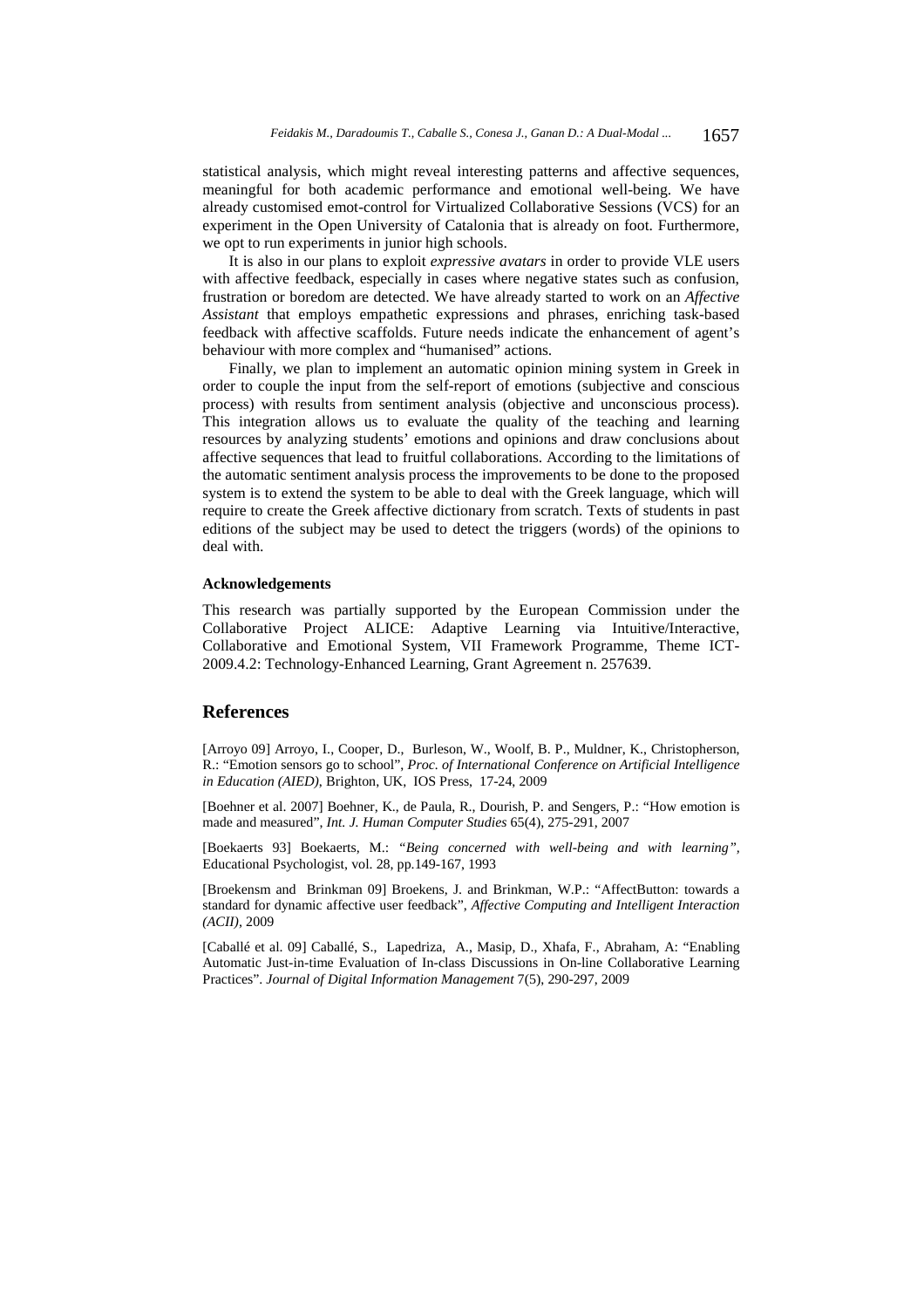statistical analysis, which might reveal interesting patterns and affective sequences, meaningful for both academic performance and emotional well-being. We have already customised emot-control for Virtualized Collaborative Sessions (VCS) for an experiment in the Open University of Catalonia that is already on foot. Furthermore, we opt to run experiments in junior high schools.

It is also in our plans to exploit *expressive avatars* in order to provide VLE users with affective feedback, especially in cases where negative states such as confusion, frustration or boredom are detected. We have already started to work on an *Affective Assistant* that employs empathetic expressions and phrases, enriching task-based feedback with affective scaffolds. Future needs indicate the enhancement of agent's behaviour with more complex and "humanised" actions.

Finally, we plan to implement an automatic opinion mining system in Greek in order to couple the input from the self-report of emotions (subjective and conscious process) with results from sentiment analysis (objective and unconscious process). This integration allows us to evaluate the quality of the teaching and learning resources by analyzing students' emotions and opinions and draw conclusions about affective sequences that lead to fruitful collaborations. According to the limitations of the automatic sentiment analysis process the improvements to be done to the proposed system is to extend the system to be able to deal with the Greek language, which will require to create the Greek affective dictionary from scratch. Texts of students in past editions of the subject may be used to detect the triggers (words) of the opinions to deal with.

### Acknowledgements

This research was partially supported by the European Commission under the Collaborative Project ALICE: Adaptive Learning via Intuitive/Interactive, Collaborative and Emotional System, VII Framework Programme, Theme ICT-2009.4.2: Technology-Enhanced Learning, Grant Agreement n. 257639.

## References

[Arroyo 09] Arroyo, I., Cooper, D., Burleson, W., Woolf, B. P., Muldner, K., Christopherson, R.: "Emotion sensors go to school", *Proc. of International Conference on Artificial Intelligence in Education (AIED)*, Brighton, UK, IOS Press, 17-24, 2009

[Boehner et al. 2007] Boehner, K., de Paula, R., Dourish, P. and Sengers, P.: "How emotion is made and measured", *Int. J. Human Computer Studies* 65(4), 275-291, 2007

[Boekaerts 93] Boekaerts, M.: *"Being concerned with well-being and with learning"*, Educational Psychologist, vol. 28, pp.149-167, 1993

[Broekensm and Brinkman 09] Broekens, J. and Brinkman, W.P.: "AffectButton: towards a standard for dynamic affective user feedback", *Affective Computing and Intelligent Interaction (ACII)*, 2009

[Caballé et al. 09] Caballé, S., Lapedriza, A., Masip, D., Xhafa, F., Abraham, A: "Enabling Automatic Just-in-time Evaluation of In-class Discussions in On-line Collaborative Learning Practices". *Journal of Digital Information Management* 7(5), 290-297, 2009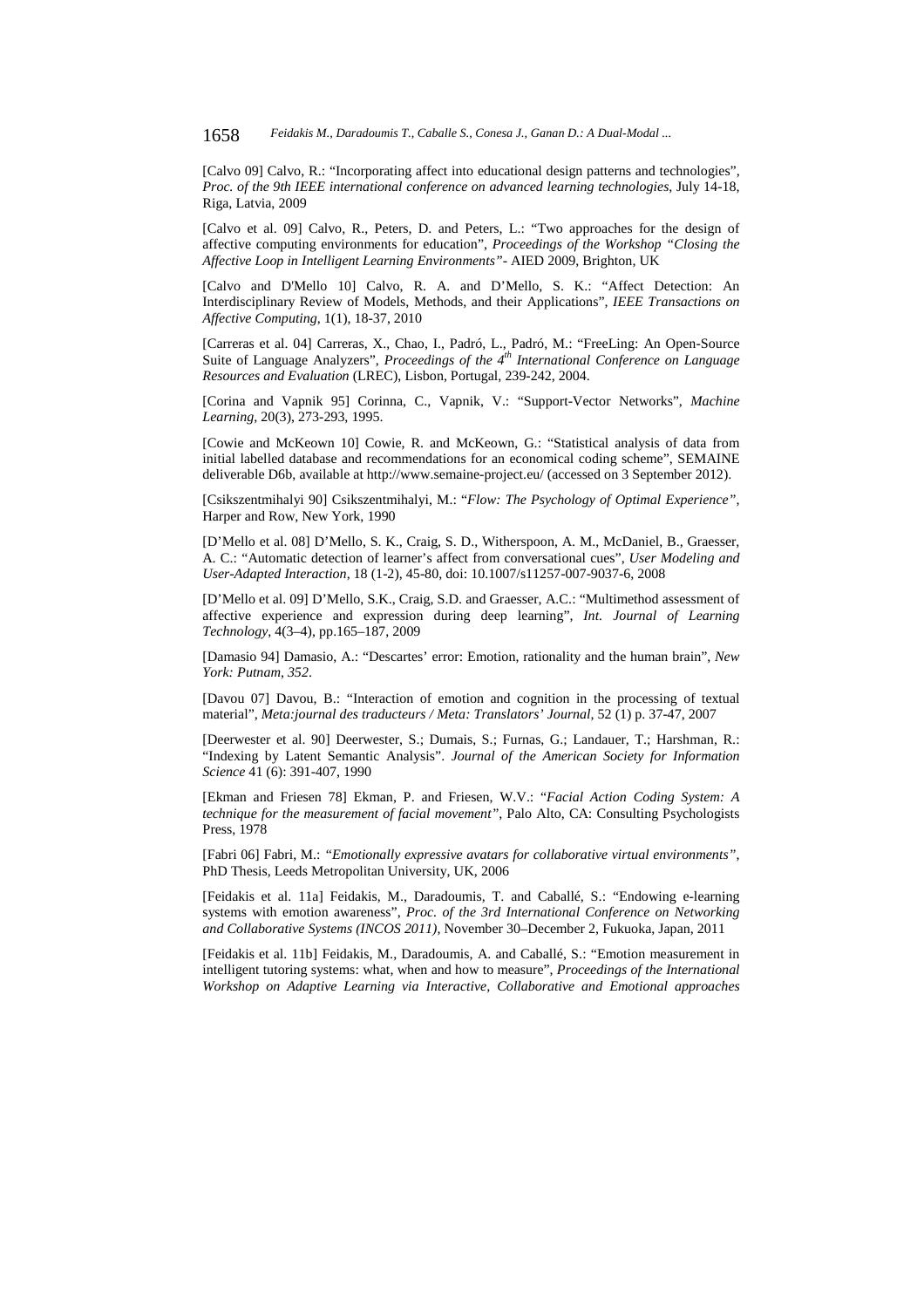[Calvo 09] Calvo, R.: "Incorporating affect into educational design patterns and technologies", *Proc. of the 9th IEEE international conference on advanced learning technologies*, July 14-18, Riga, Latvia, 2009

[Calvo et al. 09] Calvo, R., Peters, D. and Peters, L.: "Two approaches for the design of affective computing environments for education", *Proceedings of the Workshop "Closing the Affective Loop in Intelligent Learning Environments"*- AIED 2009, Brighton, UK

[Calvo and D'Mello 10] Calvo, R. A. and D'Mello, S. K.: "Affect Detection: An Interdisciplinary Review of Models, Methods, and their Applications", *IEEE Transactions on Affective Computing*, 1(1), 18-37, 2010

[Carreras et al. 04] Carreras, X., Chao, I., Padró, L., Padró, M.: "FreeLing: An Open-Source Suite of Language Analyzers", *Proceedings of the 4th International Conference on Language Resources and Evaluation* (LREC), Lisbon, Portugal, 239-242, 2004.

[Corina and Vapnik 95] Corinna, C., Vapnik, V.: "Support-Vector Networks", *Machine Learning*, 20(3), 273-293, 1995.

[Cowie and McKeown 10] Cowie, R. and McKeown, G.: "Statistical analysis of data from initial labelled database and recommendations for an economical coding scheme", SEMAINE deliverable D6b, available at http://www.semaine-project.eu/ (accessed on 3 September 2012).

[Csikszentmihalyi 90] Csikszentmihalyi, M.: "*Flow: The Psychology of Optimal Experience*", Harper and Row, New York, 1990

[D'Mello et al. 08] D'Mello, S. K., Craig, S. D., Witherspoon, A. M., McDaniel, B., Graesser, A. C.: "Automatic detection of learner's affect from conversational cues", *User Modeling and User-Adapted Interaction*, 18 (1-2), 45-80, doi: 10.1007/s11257-007-9037-6, 2008

[D'Mello et al. 09] D'Mello, S.K., Craig, S.D. and Graesser, A.C.: "Multimethod assessment of affective experience and expression during deep learning", *Int. Journal of Learning Technology*, 4(3–4), pp.165–187, 2009

[Damasio 94] Damasio, A.: "Descartes' error: Emotion, rationality and the human brain", *New York: Putnam, 352.*

[Davou 07] Davou, B.: "Interaction of emotion and cognition in the processing of textual material", *Meta:journal des traducteurs / Meta: Translators' Journal*, 52 (1) p. 37-47, 2007

[Deerwester et al. 90] Deerwester, S.; Dumais, S.; Furnas, G.; Landauer, T.; Harshman, R.: "Indexing by Latent Semantic Analysis". *Journal of the American Society for Information Science* 41 (6): 391-407, 1990

[Ekman and Friesen 78] Ekman, P. and Friesen, W.V.: "*Facial Action Coding System: A technique for the measurement of facial movement*", Palo Alto, CA: Consulting Psychologists Press, 1978

[Fabri 06] Fabri, M.: *"Emotionally expressive avatars for collaborative virtual environments"*, PhD Thesis, Leeds Metropolitan University, UK, 2006

[Feidakis et al. 11a] Feidakis, M., Daradoumis, T. and Caballé, S.: "Endowing e-learning systems with emotion awareness", *Proc. of the 3rd International Conference on Networking and Collaborative Systems (INCOS 2011)*, November 30–December 2, Fukuoka, Japan, 2011

[Feidakis et al. 11b] Feidakis, M., Daradoumis, A. and Caballé, S.: "Emotion measurement in intelligent tutoring systems: what, when and how to measure", *Proceedings of the International Workshop on Adaptive Learning via Interactive, Collaborative and Emotional approaches*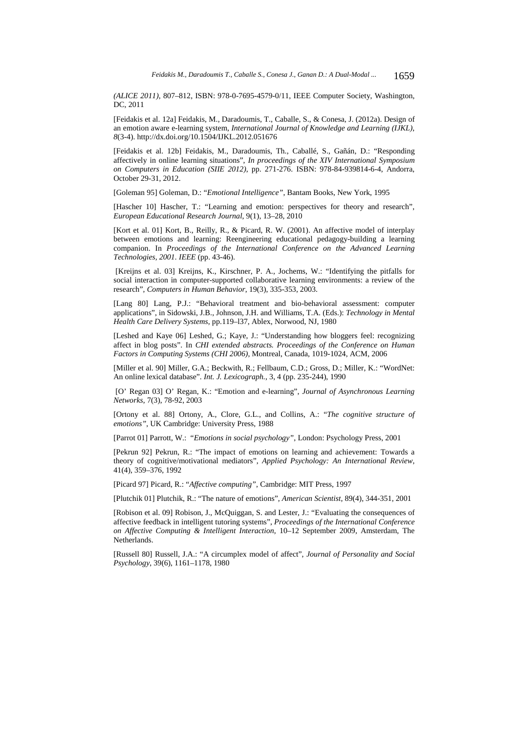*(ALICE 2011)*, 807–812, ISBN: 978-0-7695-4579-0/11, IEEE Computer Society, Washington, DC, 2011

[Feidakis et al. 12a] Feidakis, M., Daradoumis, T., Caballe, S., & Conesa, J. (2012a). Design of an emotion aware e-learning system, *International Journal of Knowledge and Learning (IJKL)*, *8*(3-4). http://dx.doi.org/10.1504/IJKL.2012.051676

[Feidakis et al. 12b] Feidakis, M., Daradoumis, Th., Caballé, S., Gañán, D.: "Responding affectively in online learning situations", *In proceedings of the XIV International Symposium on Computers in Education (SIIE 2012)*, pp. 271-276. ISBN: 978-84-939814-6-4, Andorra, October 29-31, 2012.

[Goleman 95] Goleman, D.: "*Emotional Intelligence"*, Bantam Books, New York, 1995

[Hascher 10] Hascher, T.: "Learning and emotion: perspectives for theory and research", *European Educational Research Journal*, 9(1), 13–28, 2010

[Kort et al. 01] Kort, B., Reilly, R., & Picard, R. W. (2001). An affective model of interplay between emotions and learning: Reengineering educational pedagogy-building a learning companion. In *Proceedings of the International Conference on the Advanced Learning Technologies, 2001. IEEE* (pp. 43-46).

[Kreijns et al. 03] Kreijns, K., Kirschner, P. A., Jochems, W.: "Identifying the pitfalls for social interaction in computer-supported collaborative learning environments: a review of the research", *Computers in Human Behavior*, 19(3), 335-353, 2003.

[Lang 80] Lang, P.J.: "Behavioral treatment and bio-behavioral assessment: computer applications", in Sidowski, J.B., Johnson, J.H. and Williams, T.A. (Eds.): *Technology in Mental Health Care Delivery Systems*, pp.119–l37, Ablex, Norwood, NJ, 1980

[Leshed and Kaye 06] Leshed, G.; Kaye, J.: "Understanding how bloggers feel: recognizing affect in blog posts". In *CHI extended abstracts. Proceedings of the Conference on Human Factors in Computing Systems (CHI 2006)*, Montreal, Canada, 1019-1024, ACM, 2006

[Miller et al. 90] Miller, G.A.; Beckwith, R.; Fellbaum, C.D.; Gross, D.; Miller, K.: "WordNet: An online lexical database". *Int. J. Lexicograph.*, 3, 4 (pp. 235-244), 1990

[O' Regan 03] O' Regan, K.: "Emotion and e-learning", *Journal of Asynchronous Learning Networks*, 7(3), 78-92, 2003

[Ortony et al. 88] Ortony, A., Clore, G.L., and Collins, A.: "*The cognitive structure of emotions"*, UK Cambridge: University Press, 1988

[Parrot 01] Parrott, W.: *"Emotions in social psychology"*, London: Psychology Press, 2001

[Pekrun 92] Pekrun, R.: "The impact of emotions on learning and achievement: Towards a theory of cognitive/motivational mediators", *Applied Psychology: An International Review*, 41(4), 359–376, 1992

[Picard 97] Picard, R.: "*Affective computing"*, Cambridge: MIT Press, 1997

[Plutchik 01] Plutchik, R.: "The nature of emotions", *American Scientist*, 89(4), 344-351, 2001

[Robison et al. 09] Robison, J., McQuiggan, S. and Lester, J.: "Evaluating the consequences of affective feedback in intelligent tutoring systems", *Proceedings of the International Conference on Affective Computing & Intelligent Interaction*, 10–12 September 2009, Amsterdam, The Netherlands.

[Russell 80] Russell, J.A.: "A circumplex model of affect", *Journal of Personality and Social Psychology*, 39(6), 1161–1178, 1980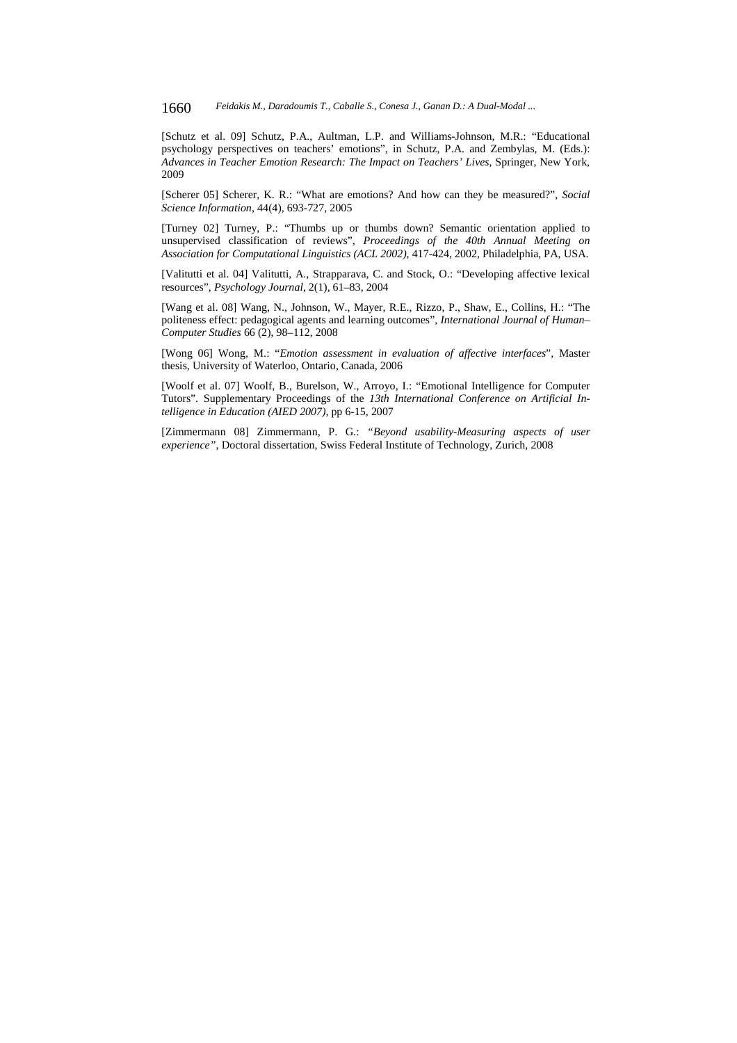[Schutz et al. 09] Schutz, P.A., Aultman, L.P. and Williams-Johnson, M.R.: "Educational psychology perspectives on teachers' emotions", in Schutz, P.A. and Zembylas, M. (Eds.): *Advances in Teacher Emotion Research: The Impact on Teachers' Lives*, Springer, New York, 2009

[Scherer 05] Scherer, K. R.: "What are emotions? And how can they be measured?", *Social Science Information*, 44(4), 693-727, 2005

[Turney 02] Turney, P.: "Thumbs up or thumbs down? Semantic orientation applied to unsupervised classification of reviews", *Proceedings of the 40th Annual Meeting on Association for Computational Linguistics (ACL 2002)*, 417-424, 2002, Philadelphia, PA, USA.

[Valitutti et al. 04] Valitutti, A., Strapparava, C. and Stock, O.: "Developing affective lexical resources", *Psychology Journal*, 2(1), 61–83, 2004

[Wang et al. 08] Wang, N., Johnson, W., Mayer, R.E., Rizzo, P., Shaw, E., Collins, H.: "The politeness effect: pedagogical agents and learning outcomes", *International Journal of Human–Computer Studies* 66 (2), 98–112, 2008

[Wong 06] Wong, M.: "*Emotion assessment in evaluation of affective interfaces*", Master thesis, University of Waterloo, Ontario, Canada, 2006

[Woolf et al. 07] Woolf, B., Burelson, W., Arroyo, I.: "Emotional Intelligence for Computer Tutors". Supplementary Proceedings of the *13th International Conference on Artificial Intelligence in Education (AIED 2007)*, pp 6-15, 2007

[Zimmermann 08] Zimmermann, P. G.: *"Beyond usability-Measuring aspects of user experience"*, Doctoral dissertation, Swiss Federal Institute of Technology, Zurich, 2008